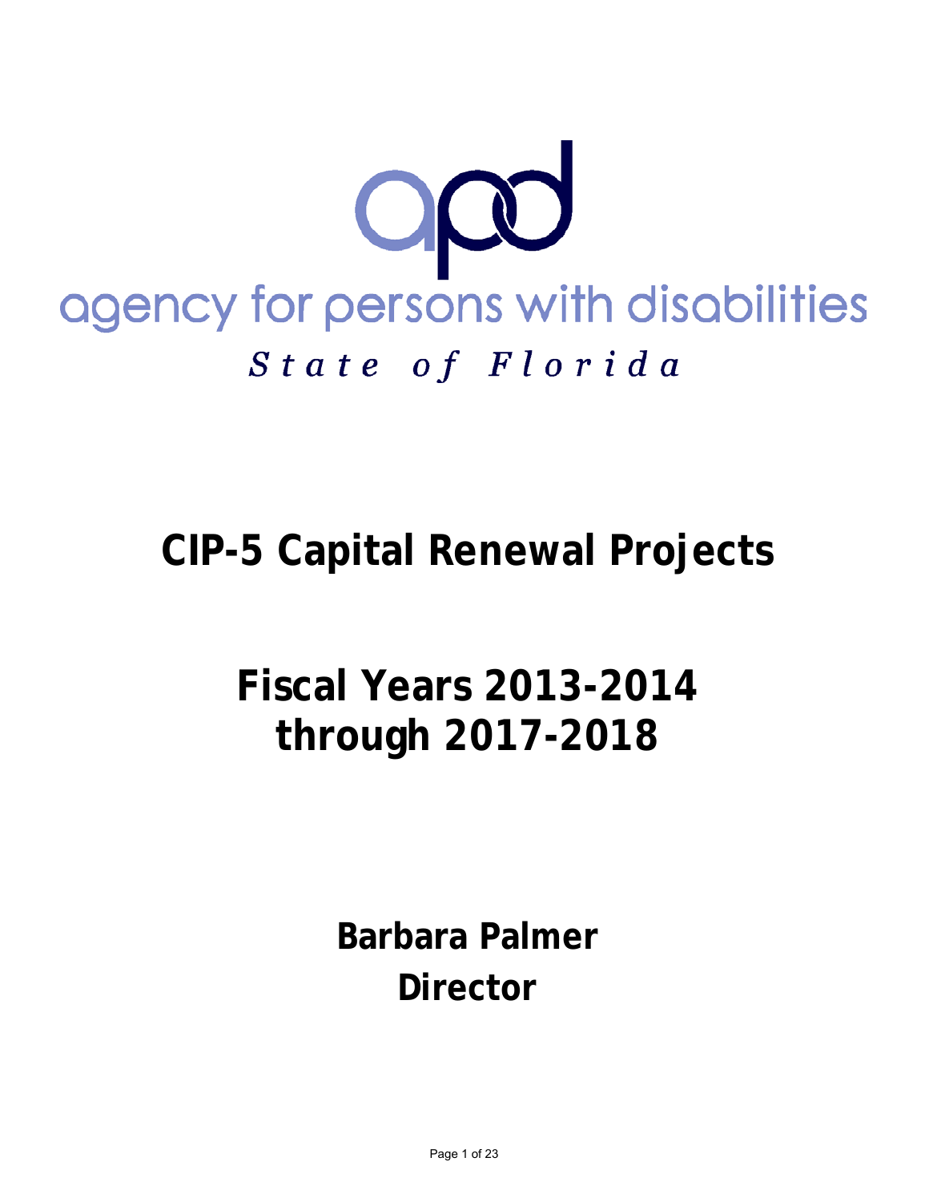apd

agency for persons with disabilities

*State of Florida*

# CIP-5 Capital Renewal Projects

# Fiscal Years 2013-2014 through 2017-2018

**Barbara Palmer**
**Director**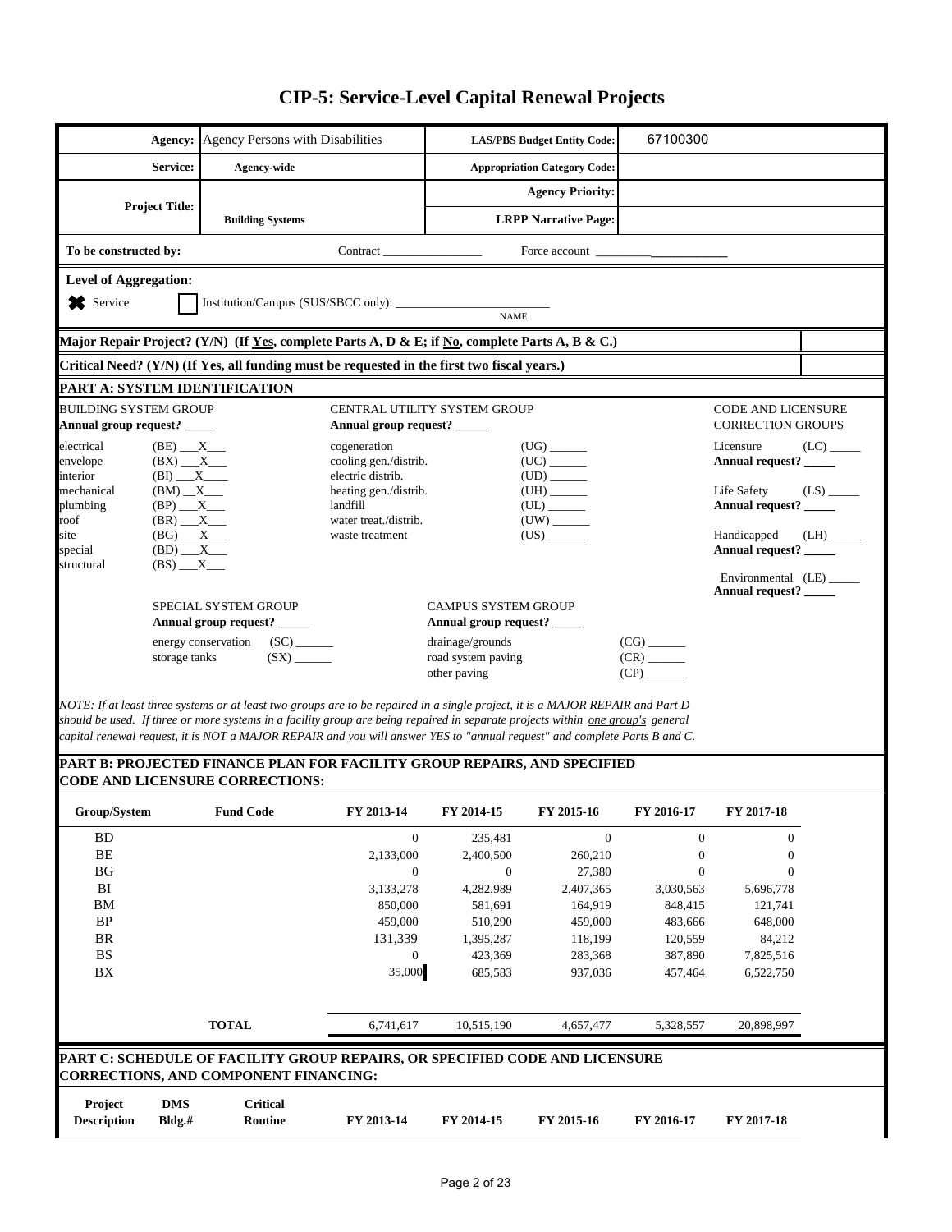# CIP-5: Service-Level Capital Renewal Projects

| | | | |
|---|---|---|---|
| **Agency:** | Agency Persons with Disabilities | **LAS/PBS Budget Entity Code:** | 67100300 |
| **Service:** | **Agency-wide** | **Appropriation Category Code:** | |
| **Project Title:** | **Building Systems** | **Agency Priority:** | |
| | | **LRPP Narrative Page:** | |

**To be constructed by:** Contract ________________ Force account ____________________

**Level of Aggregation:**

☒ Service ☐ Institution/Campus (SUS/SBCC only): ________________________ NAME

**Major Repair Project? (Y/N) (If Yes, complete Parts A, D & E; if No, complete Parts A, B & C.)**

**Critical Need? (Y/N) (If Yes, all funding must be requested in the first two fiscal years.)**

## PART A: SYSTEM IDENTIFICATION

**BUILDING SYSTEM GROUP**
**Annual group request? _____**

- electrical (BE) __X__
- envelope (BX) __X__
- interior (BI) __X__
- mechanical (BM) __X__
- plumbing (BP) __X__
- roof (BR) __X__
- site (BG) __X__
- special (BD) __X__
- structural (BS) __X__

**CENTRAL UTILITY SYSTEM GROUP**
**Annual group request? _____**

- cogeneration (UG) ______
- cooling gen./distrib. (UC) ______
- electric distrib. (UD) ______
- heating gen./distrib. (UH) ______
- landfill (UL) ______
- water treat./distrib. (UW) ______
- waste treatment (US) ______

**CODE AND LICENSURE CORRECTION GROUPS**

- Licensure (LC) _____ **Annual request? _____**
- Life Safety (LS) _____ **Annual request? _____**
- Handicapped (LH) _____ **Annual request? _____**
- Environmental (LE) _____ **Annual request? _____**

**SPECIAL SYSTEM GROUP**
**Annual group request? _____**

- energy conservation (SC) ______
- storage tanks (SX) ______

**CAMPUS SYSTEM GROUP**
**Annual group request? _____**

- drainage/grounds (CG) ______
- road system paving (CR) ______
- other paving (CP) ______

*NOTE: If at least three systems or at least two groups are to be repaired in a single project, it is a MAJOR REPAIR and Part D should be used. If three or more systems in a facility group are being repaired in separate projects within one group's general capital renewal request, it is NOT a MAJOR REPAIR and you will answer YES to "annual request" and complete Parts B and C.*

## PART B: PROJECTED FINANCE PLAN FOR FACILITY GROUP REPAIRS, AND SPECIFIED CODE AND LICENSURE CORRECTIONS:

| Group/System | Fund Code | FY 2013-14 | FY 2014-15 | FY 2015-16 | FY 2016-17 | FY 2017-18 |
|---|---|---|---|---|---|---|
| BD | | 0 | 235,481 | 0 | 0 | 0 |
| BE | | 2,133,000 | 2,400,500 | 260,210 | 0 | 0 |
| BG | | 0 | 0 | 27,380 | 0 | 0 |
| BI | | 3,133,278 | 4,282,989 | 2,407,365 | 3,030,563 | 5,696,778 |
| BM | | 850,000 | 581,691 | 164,919 | 848,415 | 121,741 |
| BP | | 459,000 | 510,290 | 459,000 | 483,666 | 648,000 |
| BR | | 131,339 | 1,395,287 | 118,199 | 120,559 | 84,212 |
| BS | | 0 | 423,369 | 283,368 | 387,890 | 7,825,516 |
| BX | | 35,000 | 685,583 | 937,036 | 457,464 | 6,522,750 |
| | **TOTAL** | 6,741,617 | 10,515,190 | 4,657,477 | 5,328,557 | 20,898,997 |

## PART C: SCHEDULE OF FACILITY GROUP REPAIRS, OR SPECIFIED CODE AND LICENSURE CORRECTIONS, AND COMPONENT FINANCING:

| Project Description | DMS Bldg.# | Critical Routine | FY 2013-14 | FY 2014-15 | FY 2015-16 | FY 2016-17 | FY 2017-18 |
|---|---|---|---|---|---|---|---|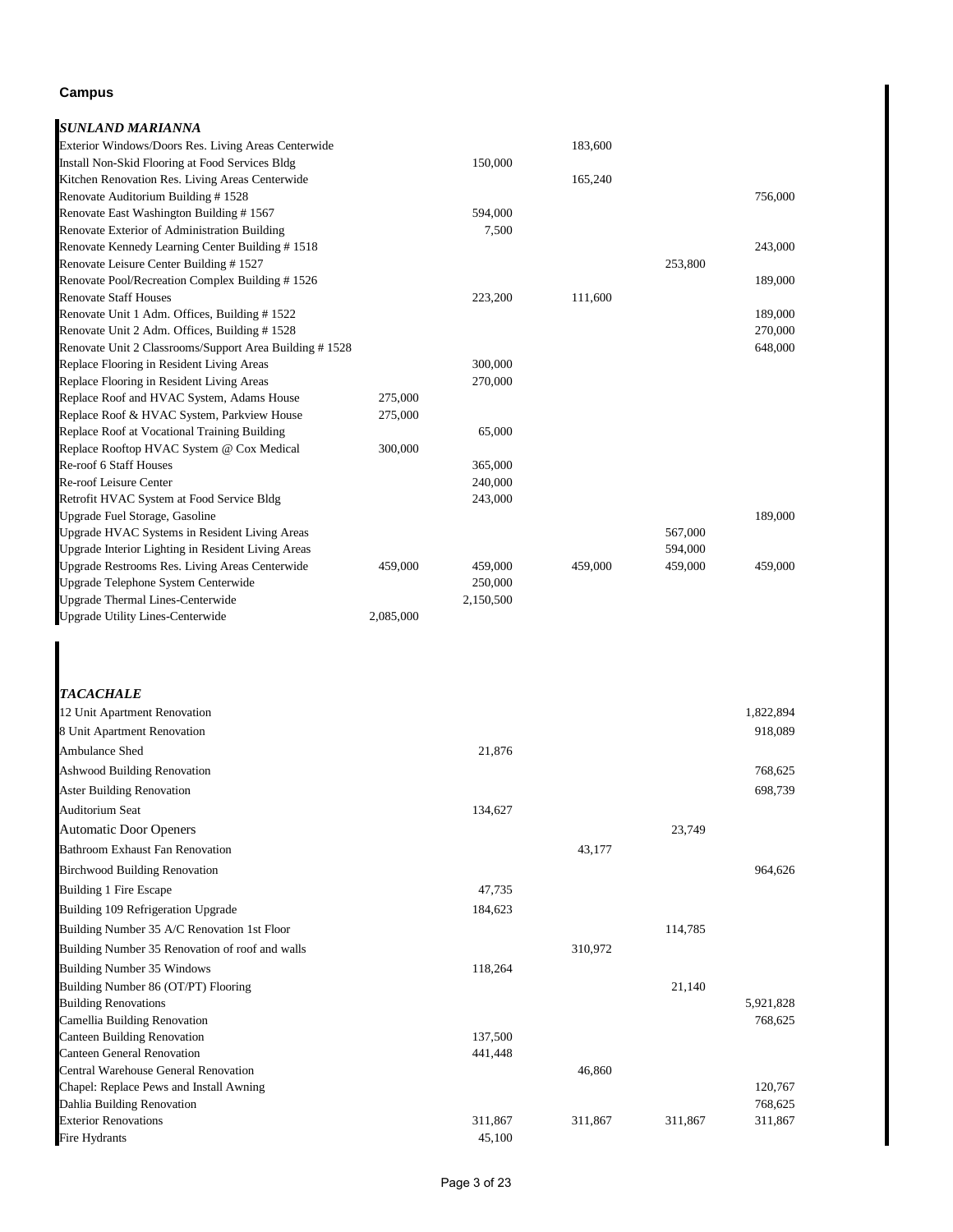**Campus**

***SUNLAND MARIANNA***

| | | | | | |
|---|---|---|---|---|---|
| Exterior Windows/Doors Res. Living Areas Centerwide | | | 183,600 | | |
| Install Non-Skid Flooring at Food Services Bldg | | 150,000 | | | |
| Kitchen Renovation Res. Living Areas Centerwide | | | 165,240 | | |
| Renovate Auditorium Building # 1528 | | | | | 756,000 |
| Renovate East Washington Building # 1567 | | 594,000 | | | |
| Renovate Exterior of Administration Building | | 7,500 | | | |
| Renovate Kennedy Learning Center Building # 1518 | | | | | 243,000 |
| Renovate Leisure Center Building # 1527 | | | | 253,800 | |
| Renovate Pool/Recreation Complex Building # 1526 | | | | | 189,000 |
| Renovate Staff Houses | | 223,200 | 111,600 | | |
| Renovate Unit 1 Adm. Offices, Building # 1522 | | | | | 189,000 |
| Renovate Unit 2 Adm. Offices, Building # 1528 | | | | | 270,000 |
| Renovate Unit 2 Classrooms/Support Area Building # 1528 | | | | | 648,000 |
| Replace Flooring in Resident Living Areas | | 300,000 | | | |
| Replace Flooring in Resident Living Areas | | 270,000 | | | |
| Replace Roof and HVAC System, Adams House | 275,000 | | | | |
| Replace Roof & HVAC System, Parkview House | 275,000 | | | | |
| Replace Roof at Vocational Training Building | | 65,000 | | | |
| Replace Rooftop HVAC System @ Cox Medical | 300,000 | | | | |
| Re-roof 6 Staff Houses | | 365,000 | | | |
| Re-roof Leisure Center | | 240,000 | | | |
| Retrofit HVAC System at Food Service Bldg | | 243,000 | | | |
| Upgrade Fuel Storage, Gasoline | | | | | 189,000 |
| Upgrade HVAC Systems in Resident Living Areas | | | | 567,000 | |
| Upgrade Interior Lighting in Resident Living Areas | | | | 594,000 | |
| Upgrade Restrooms Res. Living Areas Centerwide | 459,000 | 459,000 | 459,000 | 459,000 | 459,000 |
| Upgrade Telephone System Centerwide | | 250,000 | | | |
| Upgrade Thermal Lines-Centerwide | | 2,150,500 | | | |
| Upgrade Utility Lines-Centerwide | 2,085,000 | | | | |

***TACACHALE***

| | | | | | |
|---|---|---|---|---|---|
| 12 Unit Apartment Renovation | | | | | 1,822,894 |
| 8 Unit Apartment Renovation | | | | | 918,089 |
| Ambulance Shed | | 21,876 | | | |
| Ashwood Building Renovation | | | | | 768,625 |
| Aster Building Renovation | | | | | 698,739 |
| Auditorium Seat | | 134,627 | | | |
| Automatic Door Openers | | | | 23,749 | |
| Bathroom Exhaust Fan Renovation | | | 43,177 | | |
| Birchwood Building Renovation | | | | | 964,626 |
| Building 1 Fire Escape | | 47,735 | | | |
| Building 109 Refrigeration Upgrade | | 184,623 | | | |
| Building Number 35 A/C Renovation 1st Floor | | | | 114,785 | |
| Building Number 35 Renovation of roof and walls | | | 310,972 | | |
| Building Number 35 Windows | | 118,264 | | | |
| Building Number 86 (OT/PT) Flooring | | | | 21,140 | |
| Building Renovations | | | | | 5,921,828 |
| Camellia Building Renovation | | | | | 768,625 |
| Canteen Building Renovation | | 137,500 | | | |
| Canteen General Renovation | | 441,448 | | | |
| Central Warehouse General Renovation | | | 46,860 | | |
| Chapel: Replace Pews and Install Awning | | | | | 120,767 |
| Dahlia Building Renovation | | | | | 768,625 |
| Exterior Renovations | | 311,867 | 311,867 | 311,867 | 311,867 |
| Fire Hydrants | | 45,100 | | | |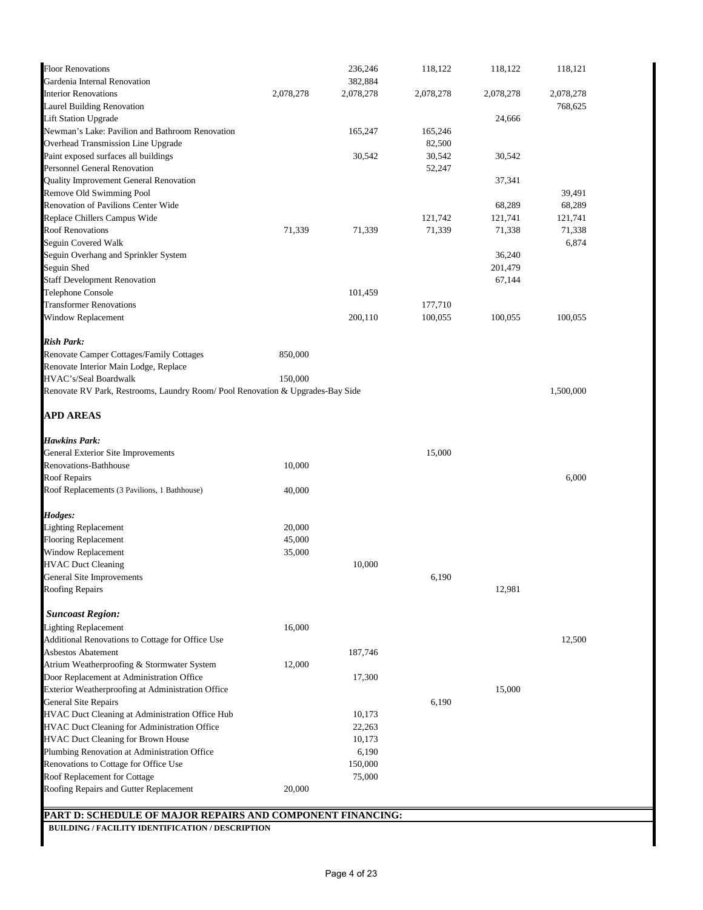| Building / Facility | | | | | |
|---|---|---|---|---|---|
| Floor Renovations | | 236,246 | 118,122 | 118,122 | 118,121 |
| Gardenia Internal Renovation | | 382,884 | | | |
| Interior Renovations | 2,078,278 | 2,078,278 | 2,078,278 | 2,078,278 | 2,078,278 |
| Laurel Building Renovation | | | | | 768,625 |
| Lift Station Upgrade | | | | 24,666 | |
| Newman's Lake: Pavilion and Bathroom Renovation | | 165,247 | 165,246 | | |
| Overhead Transmission Line Upgrade | | | 82,500 | | |
| Paint exposed surfaces all buildings | | 30,542 | 30,542 | 30,542 | |
| Personnel General Renovation | | | 52,247 | | |
| Quality Improvement General Renovation | | | | 37,341 | |
| Remove Old Swimming Pool | | | | | 39,491 |
| Renovation of Pavilions Center Wide | | | | 68,289 | 68,289 |
| Replace Chillers Campus Wide | | | 121,742 | 121,741 | 121,741 |
| Roof Renovations | 71,339 | 71,339 | 71,339 | 71,338 | 71,338 |
| Seguin Covered Walk | | | | | 6,874 |
| Seguin Overhang and Sprinkler System | | | | 36,240 | |
| Seguin Shed | | | | 201,479 | |
| Staff Development Renovation | | | | 67,144 | |
| Telephone Console | | 101,459 | | | |
| Transformer Renovations | | | 177,710 | | |
| Window Replacement | | 200,110 | 100,055 | 100,055 | 100,055 |
| ***Rish Park:*** | | | | | |
| Renovate Camper Cottages/Family Cottages | 850,000 | | | | |
| Renovate Interior Main Lodge, Replace HVAC's/Seal Boardwalk | 150,000 | | | | |
| Renovate RV Park, Restrooms, Laundry Room/ Pool Renovation & Upgrades-Bay Side | | | | | 1,500,000 |

## APD AREAS

| Building / Facility | | | | | |
|---|---|---|---|---|---|
| ***Hawkins Park:*** | | | | | |
| General Exterior Site Improvements | | | 15,000 | | |
| Renovations-Bathhouse | 10,000 | | | | |
| Roof Repairs | | | | | 6,000 |
| Roof Replacements (3 Pavilions, 1 Bathhouse) | 40,000 | | | | |
| ***Hodges:*** | | | | | |
| Lighting Replacement | 20,000 | | | | |
| Flooring Replacement | 45,000 | | | | |
| Window Replacement | 35,000 | | | | |
| HVAC Duct Cleaning | | 10,000 | | | |
| General Site Improvements | | | 6,190 | | |
| Roofing Repairs | | | | 12,981 | |
| ***Suncoast Region:*** | | | | | |
| Lighting Replacement | 16,000 | | | | |
| Additional Renovations to Cottage for Office Use | | | | | 12,500 |
| Asbestos Abatement | | 187,746 | | | |
| Atrium Weatherproofing & Stormwater System | 12,000 | | | | |
| Door Replacement at Administration Office | | 17,300 | | | |
| Exterior Weatherproofing at Administration Office | | | | 15,000 | |
| General Site Repairs | | | 6,190 | | |
| HVAC Duct Cleaning at Administration Office Hub | | 10,173 | | | |
| HVAC Duct Cleaning for Administration Office | | 22,263 | | | |
| HVAC Duct Cleaning for Brown House | | 10,173 | | | |
| Plumbing Renovation at Administration Office | | 6,190 | | | |
| Renovations to Cottage for Office Use | | 150,000 | | | |
| Roof Replacement for Cottage | | 75,000 | | | |
| Roofing Repairs and Gutter Replacement | 20,000 | | | | |

## PART D: SCHEDULE OF MAJOR REPAIRS AND COMPONENT FINANCING:

**BUILDING / FACILITY IDENTIFICATION / DESCRIPTION**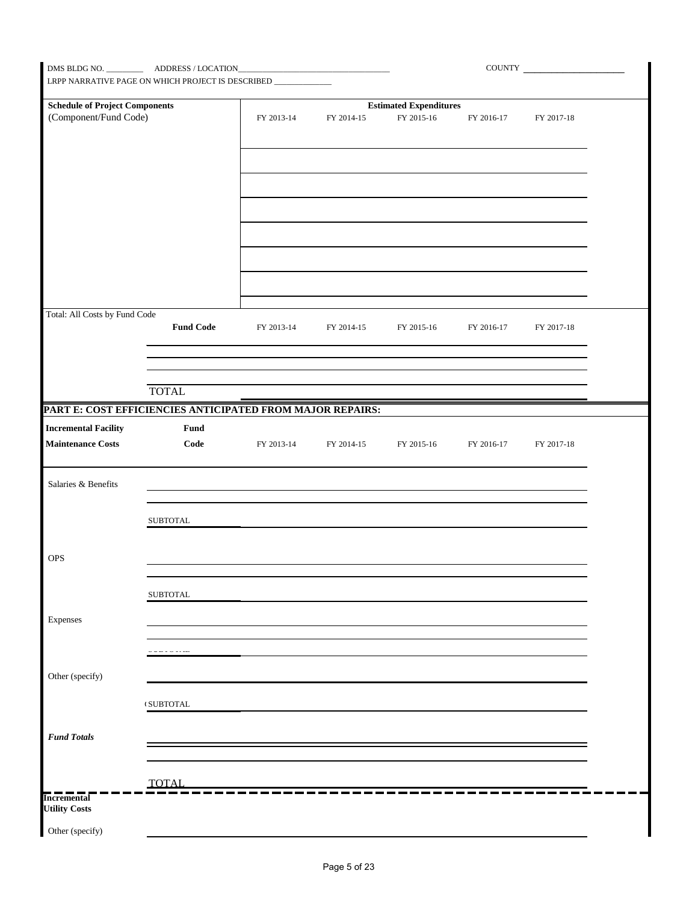DMS BLDG NO. _________ ADDRESS / LOCATION_____________________________________ COUNTY ______________________

LRPP NARRATIVE PAGE ON WHICH PROJECT IS DESCRIBED ______________

| **Schedule of Project Components** (Component/Fund Code) | | **Estimated Expenditures** | | | |
|---|---|---|---|---|---|
| | FY 2013-14 | FY 2014-15 | FY 2015-16 | FY 2016-17 | FY 2017-18 |
| | | | | | |
| | | | | | |
| | | | | | |
| | | | | | |
| | | | | | |
| | | | | | |
| | | | | | |

Total: All Costs by Fund Code

| | **Fund Code** | FY 2013-14 | FY 2014-15 | FY 2015-16 | FY 2016-17 | FY 2017-18 |
|---|---|---|---|---|---|---|
| | | | | | | |
| | | | | | | |
| | TOTAL | | | | | |

## PART E: COST EFFICIENCIES ANTICIPATED FROM MAJOR REPAIRS:

| **Incremental Facility Maintenance Costs** | **Fund Code** | FY 2013-14 | FY 2014-15 | FY 2015-16 | FY 2016-17 | FY 2017-18 |
|---|---|---|---|---|---|---|
| Salaries & Benefits | | | | | | |
| | | | | | | |
| | SUBTOTAL | | | | | |
| OPS | | | | | | |
| | | | | | | |
| | SUBTOTAL | | | | | |
| Expenses | | | | | | |
| | | | | | | |
| | SUBTOTAL | | | | | |
| Other (specify) | | | | | | |
| | SUBTOTAL | | | | | |
| *Fund Totals* | | | | | | |
| | | | | | | |
| | TOTAL | | | | | |

| **Incremental Utility Costs** | | | | | | |
|---|---|---|---|---|---|---|
| Other (specify) | | | | | | |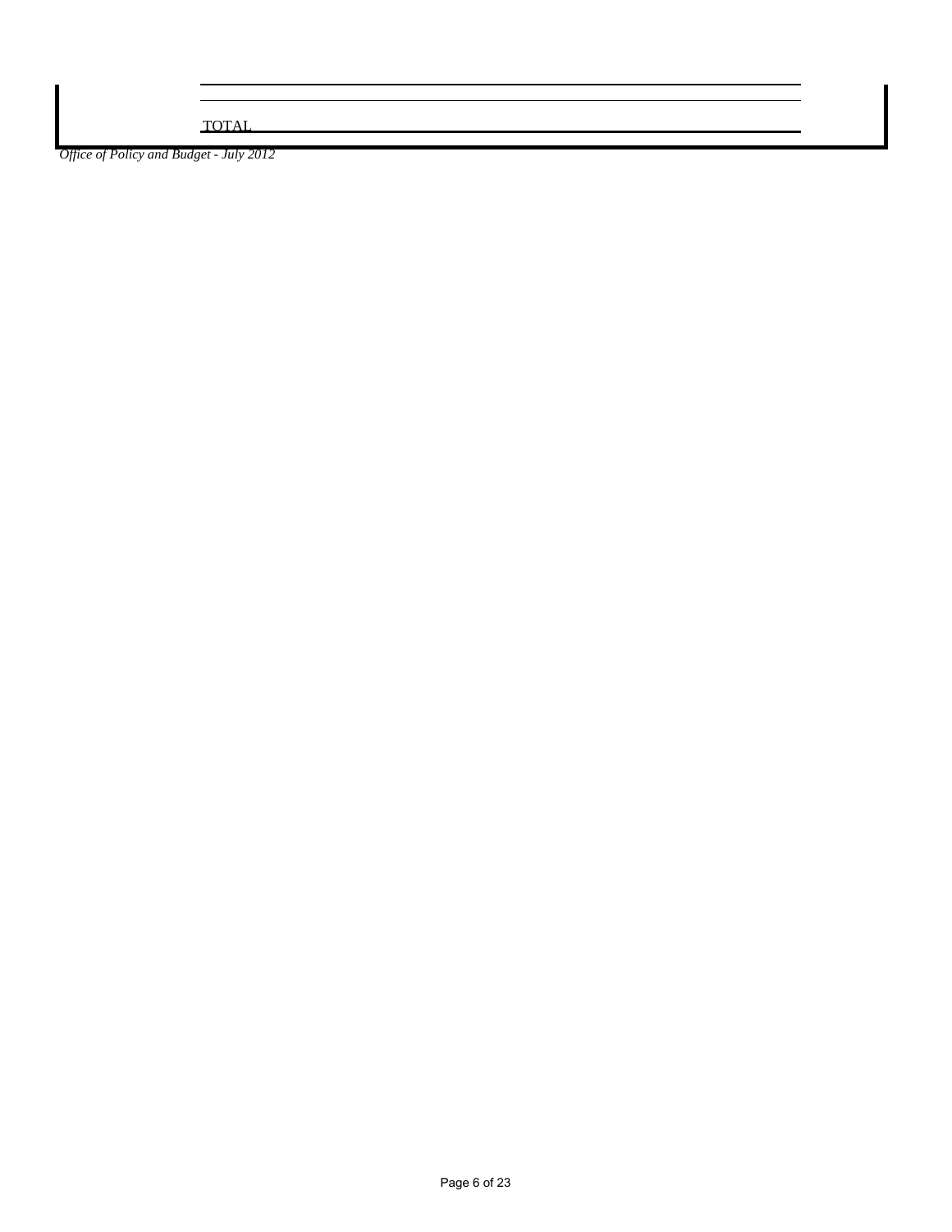TOTAL

*Office of Policy and Budget - July 2012*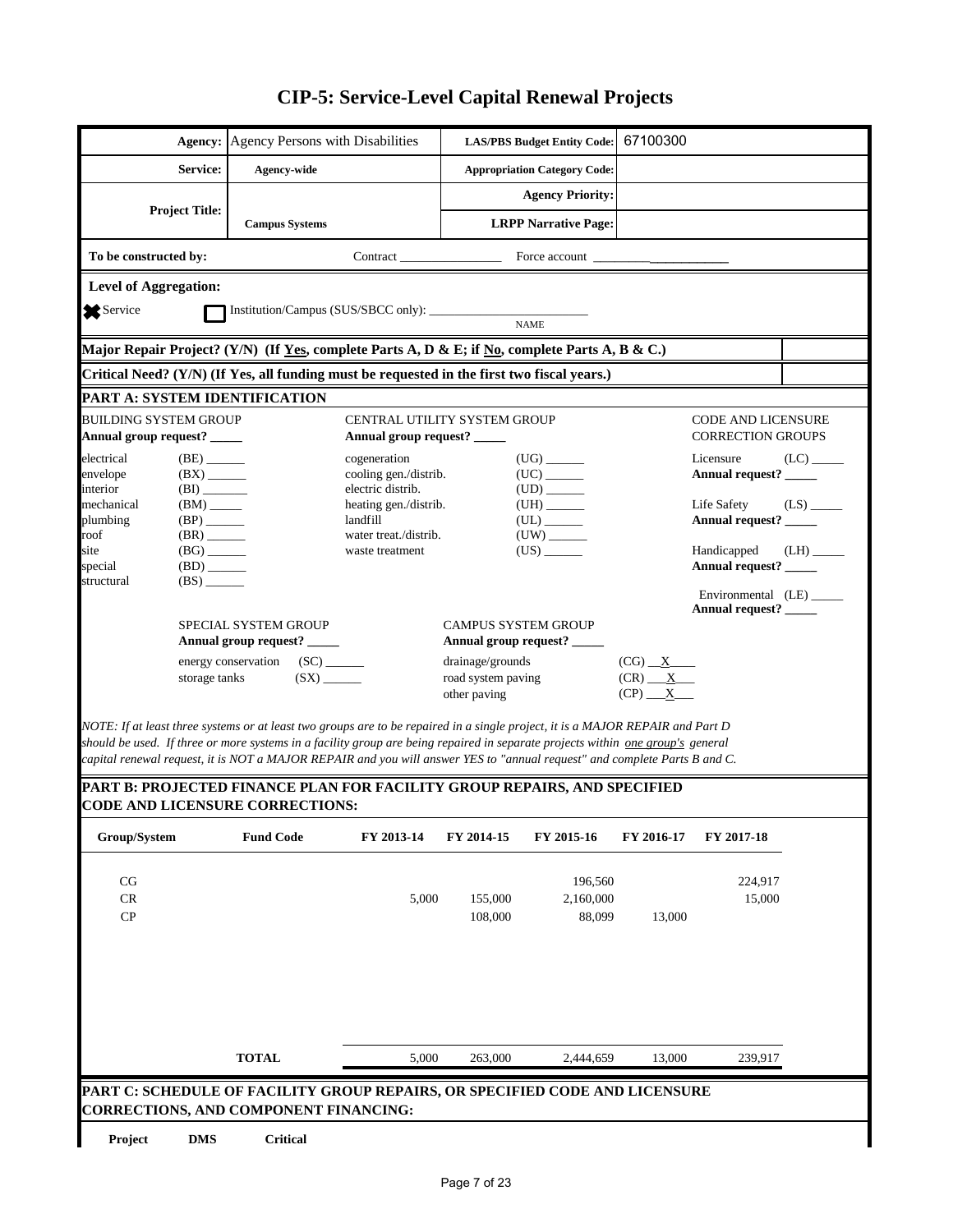# CIP-5: Service-Level Capital Renewal Projects

| | | | |
|---|---|---|---|
| **Agency:** | Agency Persons with Disabilities | **LAS/PBS Budget Entity Code:** | 67100300 |
| **Service:** | **Agency-wide** | **Appropriation Category Code:** | |
| **Project Title:** | **Campus Systems** | **Agency Priority:** | |
| | | **LRPP Narrative Page:** | |

**To be constructed by:** Contract ________________ Force account ____________________

**Level of Aggregation:**

☒ Service ☐ Institution/Campus (SUS/SBCC only): ________________________ NAME

**Major Repair Project? (Y/N) (If Yes, complete Parts A, D & E; if No, complete Parts A, B & C.)**

**Critical Need? (Y/N) (If Yes, all funding must be requested in the first two fiscal years.)**

## PART A: SYSTEM IDENTIFICATION

BUILDING SYSTEM GROUP
**Annual group request?** _____

- electrical (BE) ______
- envelope (BX) ______
- interior (BI) ______
- mechanical (BM) _____
- plumbing (BP) ______
- roof (BR) ______
- site (BG) ______
- special (BD) ______
- structural (BS) ______

CENTRAL UTILITY SYSTEM GROUP
**Annual group request?** _____

- cogeneration (UG) ______
- cooling gen./distrib. (UC) ______
- electric distrib. (UD) ______
- heating gen./distrib. (UH) ______
- landfill (UL) ______
- water treat./distrib. (UW) ______
- waste treatment (US) ______

CODE AND LICENSURE CORRECTION GROUPS

- Licensure (LC) _____ **Annual request?** _____
- Life Safety (LS) _____ **Annual request?** _____
- Handicapped (LH) _____ **Annual request?** _____
- Environmental (LE) _____ **Annual request?** _____

SPECIAL SYSTEM GROUP
**Annual group request?** _____

- energy conservation (SC) ______
- storage tanks (SX) ______

CAMPUS SYSTEM GROUP
**Annual group request?** _____

- drainage/grounds (CG) __X__
- road system paving (CR) __X__
- other paving (CP) __X__

*NOTE: If at least three systems or at least two groups are to be repaired in a single project, it is a MAJOR REPAIR and Part D should be used. If three or more systems in a facility group are being repaired in separate projects within one group's general capital renewal request, it is NOT a MAJOR REPAIR and you will answer YES to "annual request" and complete Parts B and C.*

## PART B: PROJECTED FINANCE PLAN FOR FACILITY GROUP REPAIRS, AND SPECIFIED CODE AND LICENSURE CORRECTIONS:

| Group/System | Fund Code | FY 2013-14 | FY 2014-15 | FY 2015-16 | FY 2016-17 | FY 2017-18 |
|---|---|---|---|---|---|---|
| CG | | | | 196,560 | | 224,917 |
| CR | | 5,000 | 155,000 | 2,160,000 | | 15,000 |
| CP | | | 108,000 | 88,099 | 13,000 | |
| | **TOTAL** | 5,000 | 263,000 | 2,444,659 | 13,000 | 239,917 |

## PART C: SCHEDULE OF FACILITY GROUP REPAIRS, OR SPECIFIED CODE AND LICENSURE CORRECTIONS, AND COMPONENT FINANCING:

| Project | DMS | Critical |
|---|---|---|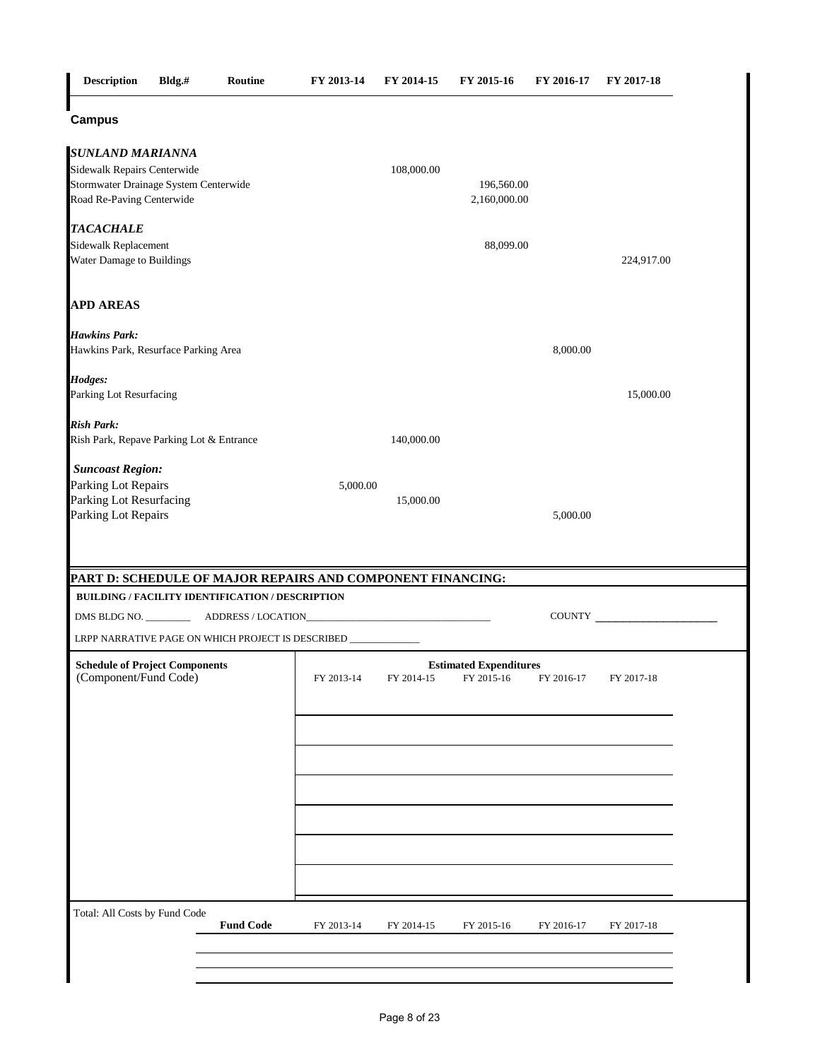| Description | Bldg.# | Routine | FY 2013-14 | FY 2014-15 | FY 2015-16 | FY 2016-17 | FY 2017-18 |
|---|---|---|---|---|---|---|---|
| **Campus** | | | | | | | |
| ***SUNLAND MARIANNA*** | | | | | | | |
| Sidewalk Repairs Centerwide | | | | 108,000.00 | | | |
| Stormwater Drainage System Centerwide | | | | | 196,560.00 | | |
| Road Re-Paving Centerwide | | | | | 2,160,000.00 | | |
| ***TACACHALE*** | | | | | | | |
| Sidewalk Replacement | | | | | 88,099.00 | | |
| Water Damage to Buildings | | | | | | | 224,917.00 |
| **APD AREAS** | | | | | | | |
| ***Hawkins Park:*** | | | | | | | |
| Hawkins Park, Resurface Parking Area | | | | | | 8,000.00 | |
| ***Hodges:*** | | | | | | | |
| Parking Lot Resurfacing | | | | | | | 15,000.00 |
| ***Rish Park:*** | | | | | | | |
| Rish Park, Repave Parking Lot & Entrance | | | | 140,000.00 | | | |
| ***Suncoast Region:*** | | | | | | | |
| Parking Lot Repairs | | | 5,000.00 | | | | |
| Parking Lot Resurfacing | | | | 15,000.00 | | | |
| Parking Lot Repairs | | | | | | 5,000.00 | |

## PART D: SCHEDULE OF MAJOR REPAIRS AND COMPONENT FINANCING:

**BUILDING / FACILITY IDENTIFICATION / DESCRIPTION**

DMS BLDG NO. _________ ADDRESS / LOCATION_____________________________________ COUNTY _______________________

LRPP NARRATIVE PAGE ON WHICH PROJECT IS DESCRIBED ______________

| Schedule of Project Components (Component/Fund Code) | Estimated Expenditures FY 2013-14 | FY 2014-15 | FY 2015-16 | FY 2016-17 | FY 2017-18 |
|---|---|---|---|---|---|
| | | | | | |
| | | | | | |
| | | | | | |
| | | | | | |
| | | | | | |
| | | | | | |

| Total: All Costs by Fund Code | Fund Code | FY 2013-14 | FY 2014-15 | FY 2015-16 | FY 2016-17 | FY 2017-18 |
|---|---|---|---|---|---|---|
| | | | | | | |
| | | | | | | |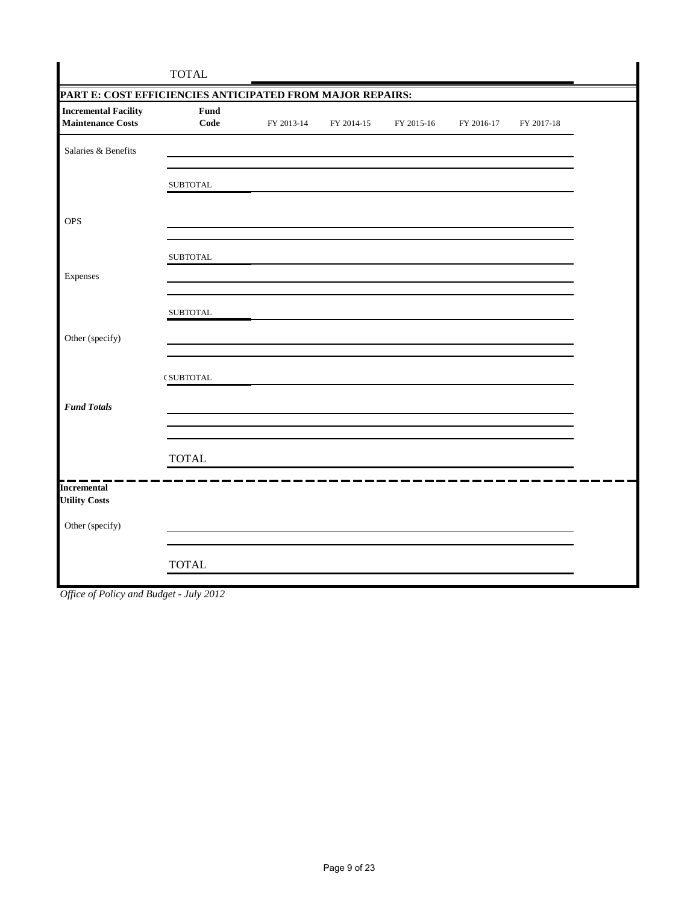| | TOTAL | | | | | |
|---|---|---|---|---|---|---|

**PART E: COST EFFICIENCIES ANTICIPATED FROM MAJOR REPAIRS:**

| Incremental Facility Maintenance Costs | Fund Code | FY 2013-14 | FY 2014-15 | FY 2015-16 | FY 2016-17 | FY 2017-18 |
|---|---|---|---|---|---|---|
| Salaries & Benefits | | | | | | |
| | | | | | | |
| | SUBTOTAL | | | | | |
| OPS | | | | | | |
| | | | | | | |
| | SUBTOTAL | | | | | |
| Expenses | | | | | | |
| | | | | | | |
| | SUBTOTAL | | | | | |
| Other (specify) | | | | | | |
| | | | | | | |
| | (SUBTOTAL | | | | | |
| ***Fund Totals*** | | | | | | |
| | | | | | | |
| | | | | | | |
| | TOTAL | | | | | |

| Incremental Utility Costs | | | | | | |
|---|---|---|---|---|---|---|
| Other (specify) | | | | | | |
| | | | | | | |
| | TOTAL | | | | | |

*Office of Policy and Budget - July 2012*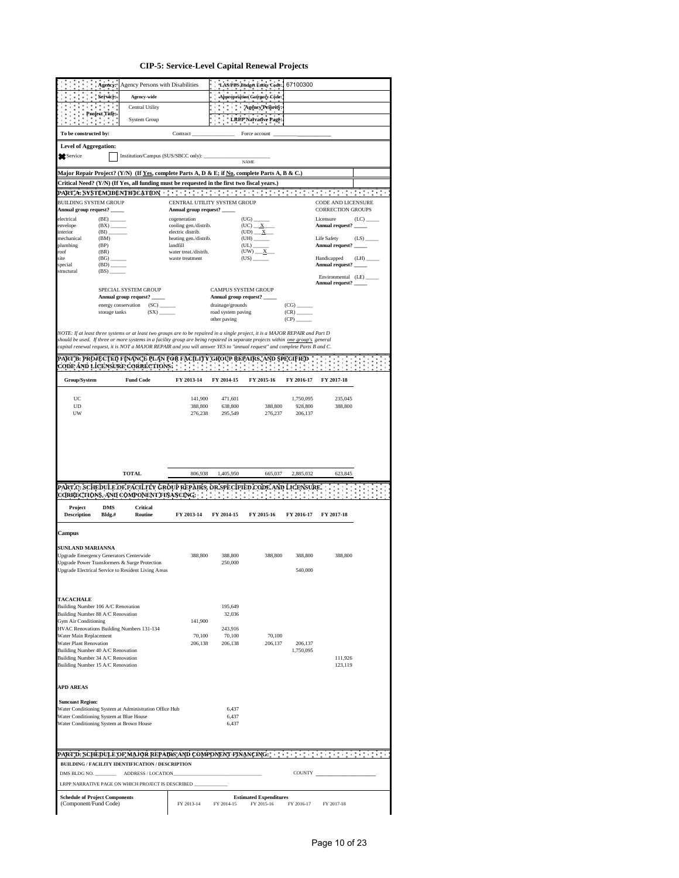# CIP-5: Service-Level Capital Renewal Projects

| | | | |
|---|---|---|---|
| **Agency:** | Agency Persons with Disabilities | **LAS/PBS Budget Entity Code:** | 67100300 |
| **Service:** | Agency-wide | **Appropriation Category Code:** | |
| **Project Title:** | Central Utility | **Agency Priority:** | |
| | System Group | **LRPP Narrative Page:** | |

**To be constructed by:** Contract ________________ Force account ____________________

**Level of Aggregation:**

☒ Service ☐ Institution/Campus (SUS/SBCC only): ______________________ NAME

**Major Repair Project? (Y/N) (If Yes, complete Parts A, D & E; if No, complete Parts A, B & C.)**

**Critical Need? (Y/N) (If Yes, all funding must be requested in the first two fiscal years.)**

## PART A: SYSTEM IDENTIFICATION

**BUILDING SYSTEM GROUP**
Annual group request? _____

- electrical (BE) ______
- envelope (BX) ______
- interior (BI) ______
- mechanical (BM)
- plumbing (BP)
- roof (BR)
- site (BG) ______
- special (BD) ______
- structural (BS) ______

**CENTRAL UTILITY SYSTEM GROUP**
Annual group request? _____

- cogeneration (UG) ______
- cooling gen./distrib. (UC) __X__
- electric distrib. (UD) __X__
- heating gen./distrib. (UH) ______
- landfill (UL) ______
- water treat./distrib. (UW) __X__
- waste treatment (US) ______

**CODE AND LICENSURE CORRECTION GROUPS**

- Licensure (LC) _____ Annual request? _____
- Life Safety (LS) _____ Annual request? _____
- Handicapped (LH) _____ Annual request? _____
- Environmental (LE) _____ Annual request? _____

**SPECIAL SYSTEM GROUP**
Annual group request? _____

- energy conservation (SC) ______
- storage tanks (SX) ______

**CAMPUS SYSTEM GROUP**
Annual group request? _____

- drainage/grounds (CG) ______
- road system paving (CR) ______
- other paving (CP) ______

*NOTE: If at least three systems or at least two groups are to be repaired in a single project, it is a MAJOR REPAIR and Part D should be used. If three or more systems in a facility group are being repaired in separate projects within one group's general capital renewal request, it is NOT a MAJOR REPAIR and you will answer YES to "annual request" and complete Parts B and C.*

## PART B: PROJECTED FINANCE PLAN FOR FACILITY GROUP REPAIRS, AND SPECIFIED CODE AND LICENSURE CORRECTIONS:

| Group/System | Fund Code | FY 2013-14 | FY 2014-15 | FY 2015-16 | FY 2016-17 | FY 2017-18 |
|---|---|---|---|---|---|---|
| UC | | 141,900 | 471,601 | | 1,750,095 | 235,045 |
| UD | | 388,800 | 638,800 | 388,800 | 928,800 | 388,800 |
| UW | | 276,238 | 295,549 | 276,237 | 206,137 | |
| | **TOTAL** | 806,938 | 1,405,950 | 665,037 | 2,885,032 | 623,845 |

## PART C: SCHEDULE OF FACILITY GROUP REPAIRS, OR SPECIFIED CODE AND LICENSURE CORRECTIONS, AND COMPONENT FINANCING:

| Project Description | DMS Bldg.# | Critical Routine | FY 2013-14 | FY 2014-15 | FY 2015-16 | FY 2016-17 | FY 2017-18 |
|---|---|---|---|---|---|---|---|
| **Campus** | | | | | | | |
| **SUNLAND MARIANNA** | | | | | | | |
| Upgrade Emergency Generators Centerwide | | | 388,800 | 388,800 | 388,800 | 388,800 | 388,800 |
| Upgrade Power Transformers & Surge Protection | | | | 250,000 | | | |
| Upgrade Electrical Service to Resident Living Areas | | | | | | 540,000 | |
| **TACACHALE** | | | | | | | |
| Building Number 106 A/C Renovation | | | | 195,649 | | | |
| Building Number 88 A/C Renovation | | | | 32,036 | | | |
| Gym Air Conditioning | | | 141,900 | | | | |
| HVAC Renovations Building Numbers 131-134 | | | | 243,916 | | | |
| Water Main Replacement | | | 70,100 | 70,100 | 70,100 | | |
| Water Plant Renovation | | | 206,138 | 206,138 | 206,137 | 206,137 | |
| Building Number 40 A/C Renovation | | | | | | 1,750,095 | |
| Building Number 34 A/C Renovation | | | | | | | 111,926 |
| Building Number 15 A/C Renovation | | | | | | | 123,119 |
| **APD AREAS** | | | | | | | |
| **Suncoast Region:** | | | | | | | |
| Water Conditioning System at Administration Office Hub | | | | 6,437 | | | |
| Water Conditioning System at Blue House | | | | 6,437 | | | |
| Water Conditioning System at Brown House | | | | 6,437 | | | |

## PART D: SCHEDULE OF MAJOR REPAIRS AND COMPONENT FINANCING:

**BUILDING / FACILITY IDENTIFICATION / DESCRIPTION**

DMS BLDG NO. _________ ADDRESS / LOCATION_________________________________ COUNTY _______________________

LRPP NARRATIVE PAGE ON WHICH PROJECT IS DESCRIBED ______________

| Schedule of Project Components (Component/Fund Code) | FY 2013-14 | FY 2014-15 | FY 2015-16 | FY 2016-17 | FY 2017-18 |
|---|---|---|---|---|---|
| | Estimated Expenditures | | | | |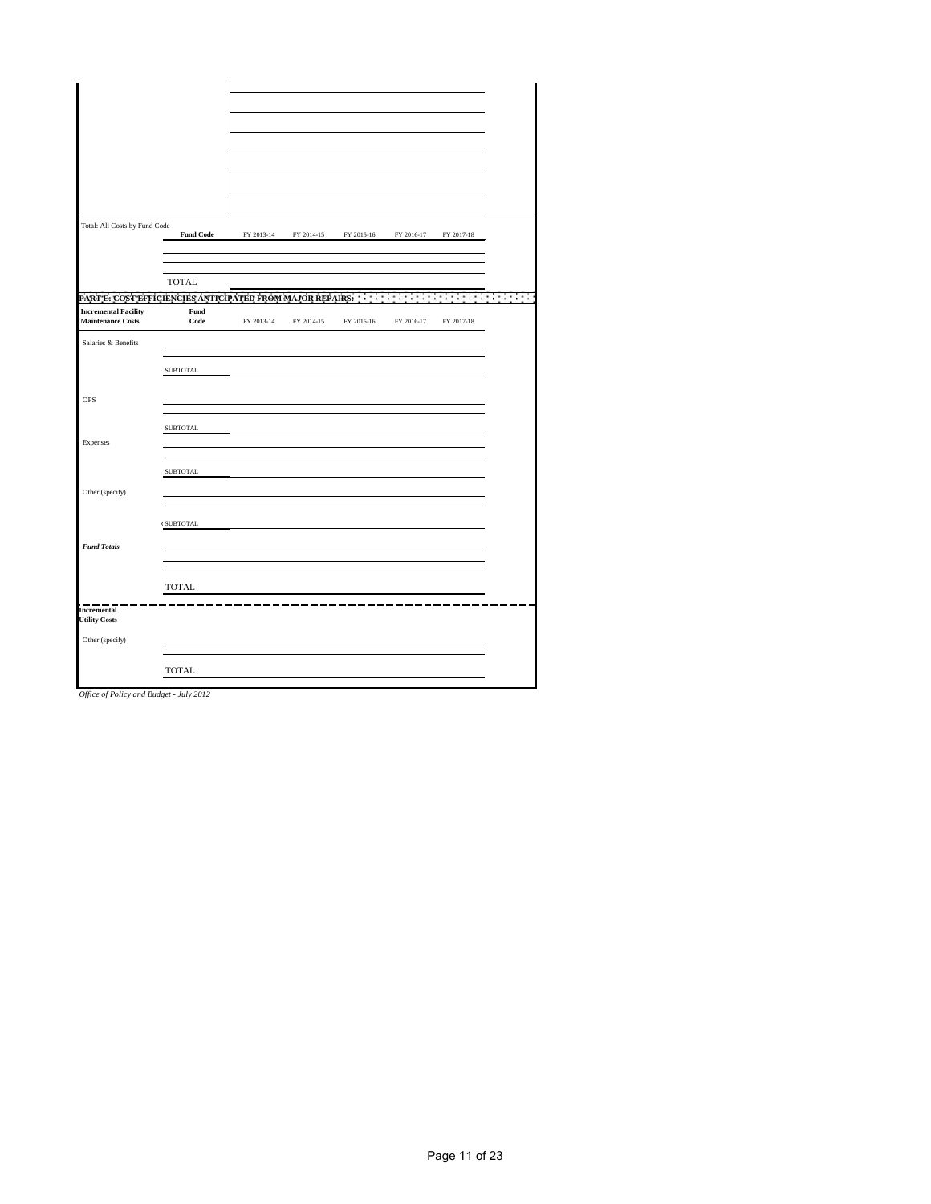| | | | | | | |
|---|---|---|---|---|---|---|
| | | | | | | |
| | | | | | | |
| | | | | | | |
| | | | | | | |
| | | | | | | |
| | | | | | | |

Total: All Costs by Fund Code

| | **Fund Code** | FY 2013-14 | FY 2014-15 | FY 2015-16 | FY 2016-17 | FY 2017-18 |
|---|---|---|---|---|---|---|
| | | | | | | |
| | | | | | | |
| | TOTAL | | | | | |

**PART E: COST EFFICIENCIES ANTICIPATED FROM MAJOR REPAIRS:**

| **Incremental Facility Maintenance Costs** | **Fund Code** | FY 2013-14 | FY 2014-15 | FY 2015-16 | FY 2016-17 | FY 2017-18 |
|---|---|---|---|---|---|---|
| Salaries & Benefits | | | | | | |
| | | | | | | |
| | SUBTOTAL | | | | | |
| OPS | | | | | | |
| | | | | | | |
| | SUBTOTAL | | | | | |
| Expenses | | | | | | |
| | | | | | | |
| | SUBTOTAL | | | | | |
| Other (specify) | | | | | | |
| | | | | | | |
| | SUBTOTAL | | | | | |
| ***Fund Totals*** | | | | | | |
| | | | | | | |
| | | | | | | |
| | TOTAL | | | | | |

| **Incremental Utility Costs** | | | | | | |
|---|---|---|---|---|---|---|
| Other (specify) | | | | | | |
| | | | | | | |
| | TOTAL | | | | | |

*Office of Policy and Budget - July 2012*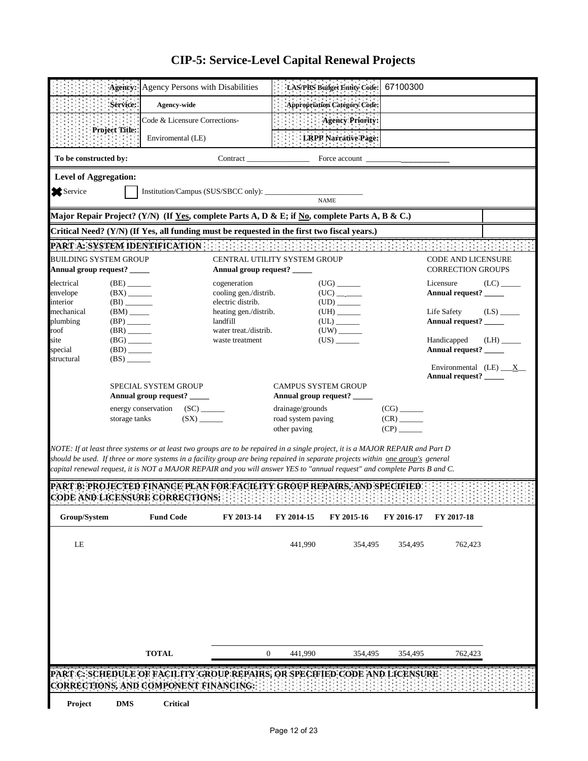# CIP-5: Service-Level Capital Renewal Projects

| | | | |
|---|---|---|---|
| **Agency:** | Agency Persons with Disabilities | **LAS/PBS Budget Entity Code:** | 67100300 |
| **Service:** | **Agency-wide** | **Appropriation Category Code:** | |
| **Project Title:** | Code & Licensure Corrections- Enviromental (LE) | **Agency Priority:** | |
| | | **LRPP Narrative Page:** | |

**To be constructed by:** Contract ________________ Force account ____________________

**Level of Aggregation:**

☒ Service ☐ Institution/Campus (SUS/SBCC only): ________________________ NAME

**Major Repair Project? (Y/N) (If Yes, complete Parts A, D & E; if No, complete Parts A, B & C.)**

**Critical Need? (Y/N) (If Yes, all funding must be requested in the first two fiscal years.)**

## PART A: SYSTEM IDENTIFICATION

**BUILDING SYSTEM GROUP**
**Annual group request? _____**

- electrical (BE) ______
- envelope (BX) ______
- interior (BI) ______
- mechanical (BM) ______
- plumbing (BP) ______
- roof (BR) ______
- site (BG) ______
- special (BD) ______
- structural (BS) ______

**CENTRAL UTILITY SYSTEM GROUP**
**Annual group request? _____**

- cogeneration (UG) ______
- cooling gen./distrib. (UC) ______
- electric distrib. (UD) ______
- heating gen./distrib. (UH) ______
- landfill (UL) ______
- water treat./distrib. (UW) ______
- waste treatment (US) ______

**CODE AND LICENSURE CORRECTION GROUPS**

- Licensure (LC) _____
  **Annual request? _____**
- Life Safety (LS) _____
  **Annual request? _____**
- Handicapped (LH) _____
  **Annual request? _____**
- Environmental (LE) ___X__
  **Annual request? _____**

**SPECIAL SYSTEM GROUP**
**Annual group request? _____**

- energy conservation (SC) ______
- storage tanks (SX) ______

**CAMPUS SYSTEM GROUP**
**Annual group request? _____**

- drainage/grounds (CG) ______
- road system paving (CR) ______
- other paving (CP) ______

*NOTE: If at least three systems or at least two groups are to be repaired in a single project, it is a MAJOR REPAIR and Part D should be used. If three or more systems in a facility group are being repaired in separate projects within one group's general capital renewal request, it is NOT a MAJOR REPAIR and you will answer YES to "annual request" and complete Parts B and C.*

## PART B: PROJECTED FINANCE PLAN FOR FACILITY GROUP REPAIRS, AND SPECIFIED CODE AND LICENSURE CORRECTIONS:

| Group/System | Fund Code | FY 2013-14 | FY 2014-15 | FY 2015-16 | FY 2016-17 | FY 2017-18 |
|---|---|---|---|---|---|---|
| LE | | | 441,990 | 354,495 | 354,495 | 762,423 |
| | **TOTAL** | 0 | 441,990 | 354,495 | 354,495 | 762,423 |

## PART C: SCHEDULE OF FACILITY GROUP REPAIRS, OR SPECIFIED CODE AND LICENSURE CORRECTIONS, AND COMPONENT FINANCING:

| Project | DMS | Critical |
|---|---|---|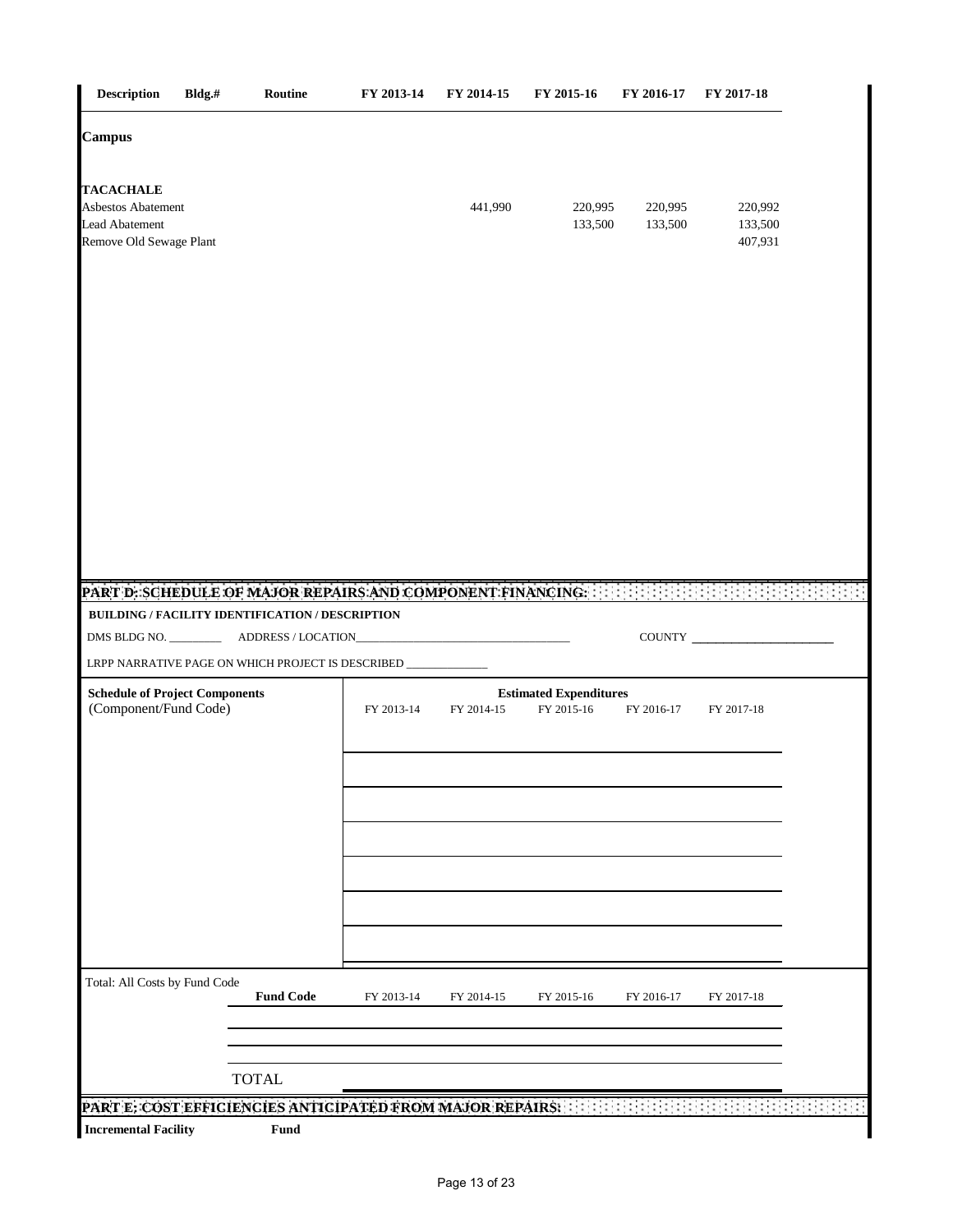| Description | Bldg.# | Routine | FY 2013-14 | FY 2014-15 | FY 2015-16 | FY 2016-17 | FY 2017-18 |
|---|---|---|---|---|---|---|---|
| **Campus** | | | | | | | |
| **TACACHALE** | | | | | | | |
| Asbestos Abatement | | | | 441,990 | 220,995 | 220,995 | 220,992 |
| Lead Abatement | | | | | 133,500 | 133,500 | 133,500 |
| Remove Old Sewage Plant | | | | | | | 407,931 |

## PART D: SCHEDULE OF MAJOR REPAIRS AND COMPONENT FINANCING:

**BUILDING / FACILITY IDENTIFICATION / DESCRIPTION**

DMS BLDG NO. _________ ADDRESS / LOCATION_____________________________________ COUNTY _______________________

LRPP NARRATIVE PAGE ON WHICH PROJECT IS DESCRIBED ______________

| Schedule of Project Components (Component/Fund Code) | Estimated Expenditures FY 2013-14 | FY 2014-15 | FY 2015-16 | FY 2016-17 | FY 2017-18 |
|---|---|---|---|---|---|
| | | | | | |
| | | | | | |
| | | | | | |
| | | | | | |
| | | | | | |
| | | | | | |
| | | | | | |

| Total: All Costs by Fund Code | Fund Code | FY 2013-14 | FY 2014-15 | FY 2015-16 | FY 2016-17 | FY 2017-18 |
|---|---|---|---|---|---|---|
| | | | | | | |
| | | | | | | |
| | TOTAL | | | | | |

## PART E: COST EFFICIENCIES ANTICIPATED FROM MAJOR REPAIRS:

| Incremental Facility | Fund |
|---|---|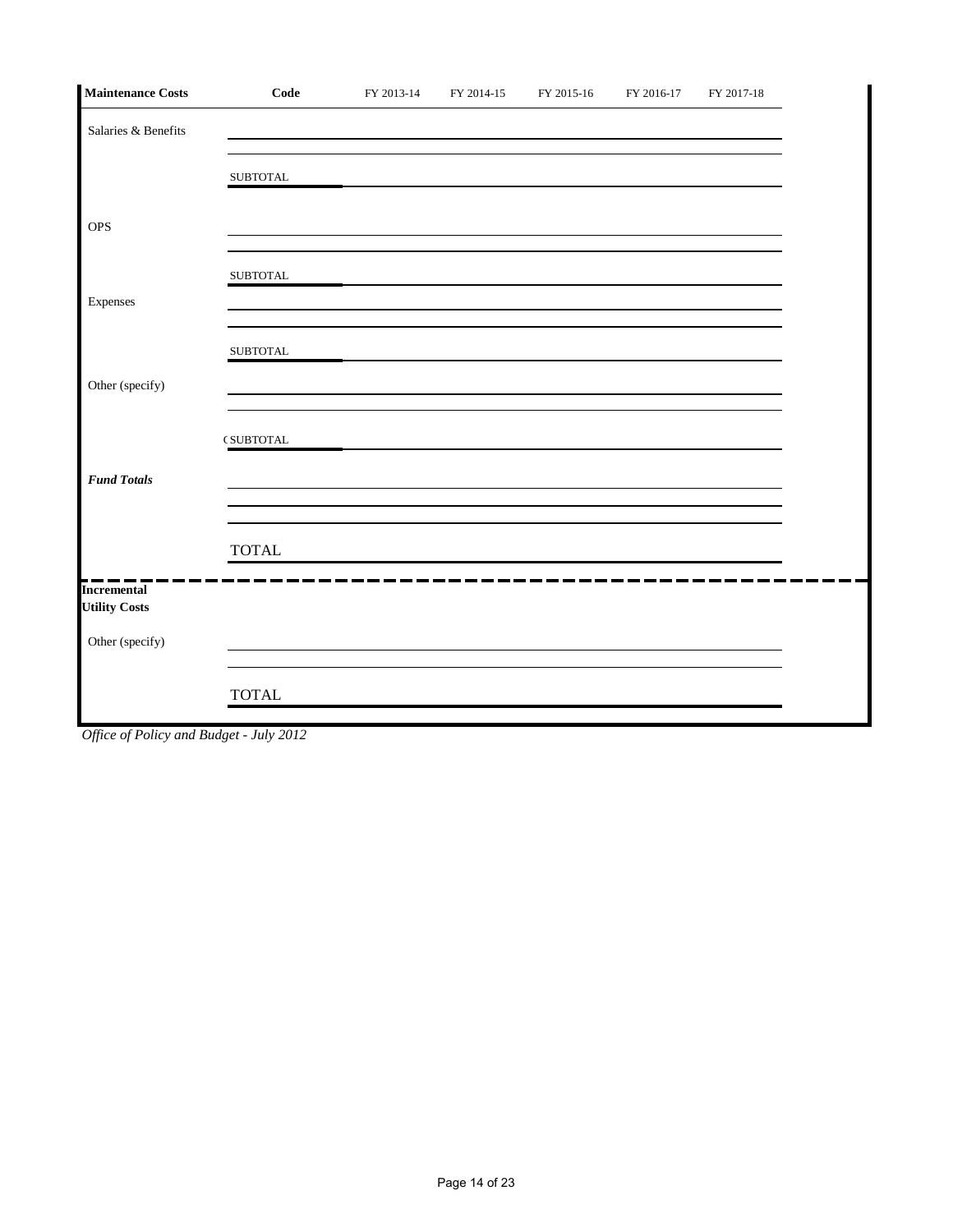| Maintenance Costs | Code | FY 2013-14 | FY 2014-15 | FY 2015-16 | FY 2016-17 | FY 2017-18 |
|---|---|---|---|---|---|---|
| Salaries & Benefits | | | | | | |
| | | | | | | |
| | SUBTOTAL | | | | | |
| OPS | | | | | | |
| | | | | | | |
| | SUBTOTAL | | | | | |
| Expenses | | | | | | |
| | | | | | | |
| | SUBTOTAL | | | | | |
| Other (specify) | | | | | | |
| | | | | | | |
| | (SUBTOTAL | | | | | |
| ***Fund Totals*** | | | | | | |
| | | | | | | |
| | | | | | | |
| | TOTAL | | | | | |
| **Incremental Utility Costs** | | | | | | |
| Other (specify) | | | | | | |
| | | | | | | |
| | TOTAL | | | | | |

*Office of Policy and Budget - July 2012*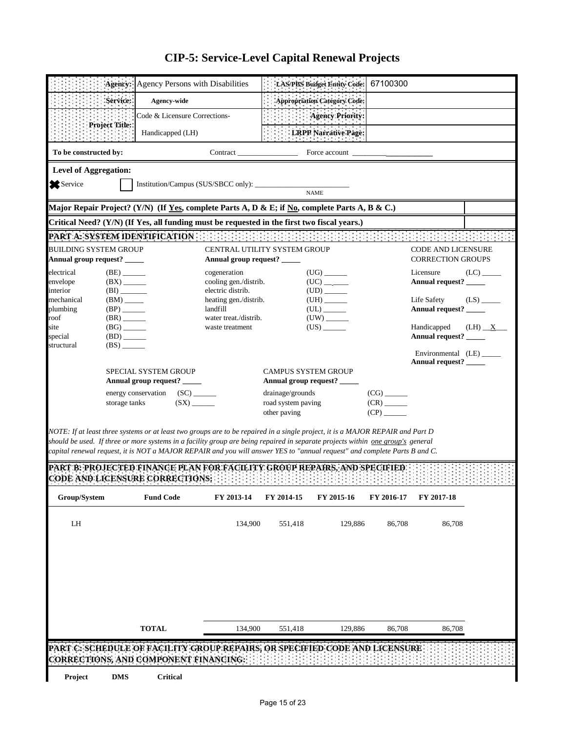# CIP-5: Service-Level Capital Renewal Projects

| | | | |
|---|---|---|---|
| **Agency:** | Agency Persons with Disabilities | **LAS/PBS Budget Entity Code:** | 67100300 |
| **Service:** | **Agency-wide** | **Appropriation Category Code:** | |
| **Project Title:** | Code & Licensure Corrections- Handicapped (LH) | **Agency Priority:** | |
| | | **LRPP Narrative Page:** | |

**To be constructed by:** Contract ________________ Force account ____________________

**Level of Aggregation:**

☒ Service ☐ Institution/Campus (SUS/SBCC only): ________________________ NAME

**Major Repair Project? (Y/N) (If Yes, complete Parts A, D & E; if No, complete Parts A, B & C.)**

**Critical Need? (Y/N) (If Yes, all funding must be requested in the first two fiscal years.)**

## PART A: SYSTEM IDENTIFICATION

BUILDING SYSTEM GROUP
**Annual group request?** _____

- electrical (BE) ______
- envelope (BX) ______
- interior (BI) ______
- mechanical (BM) ______
- plumbing (BP) ______
- roof (BR) ______
- site (BG) ______
- special (BD) ______
- structural (BS) ______

CENTRAL UTILITY SYSTEM GROUP
**Annual group request?** _____

- cogeneration (UG) ______
- cooling gen./distrib. (UC) ______
- electric distrib. (UD) ______
- heating gen./distrib. (UH) ______
- landfill (UL) ______
- water treat./distrib. (UW) ______
- waste treatment (US) ______

CODE AND LICENSURE CORRECTION GROUPS

- Licensure (LC) _____
  **Annual request?** _____
- Life Safety (LS) _____
  **Annual request?** _____
- Handicapped (LH) __X__
  **Annual request?** _____
- Environmental (LE) _____
  **Annual request?** _____

SPECIAL SYSTEM GROUP
**Annual group request?** _____

- energy conservation (SC) ______
- storage tanks (SX) ______

CAMPUS SYSTEM GROUP
**Annual group request?** _____

- drainage/grounds (CG) ______
- road system paving (CR) ______
- other paving (CP) ______

*NOTE: If at least three systems or at least two groups are to be repaired in a single project, it is a MAJOR REPAIR and Part D should be used. If three or more systems in a facility group are being repaired in separate projects within one group's general capital renewal request, it is NOT a MAJOR REPAIR and you will answer YES to "annual request" and complete Parts B and C.*

## PART B: PROJECTED FINANCE PLAN FOR FACILITY GROUP REPAIRS, AND SPECIFIED CODE AND LICENSURE CORRECTIONS:

| Group/System | Fund Code | FY 2013-14 | FY 2014-15 | FY 2015-16 | FY 2016-17 | FY 2017-18 |
|---|---|---|---|---|---|---|
| LH | | 134,900 | 551,418 | 129,886 | 86,708 | 86,708 |
| | **TOTAL** | 134,900 | 551,418 | 129,886 | 86,708 | 86,708 |

## PART C: SCHEDULE OF FACILITY GROUP REPAIRS, OR SPECIFIED CODE AND LICENSURE CORRECTIONS, AND COMPONENT FINANCING:

| Project | DMS | Critical |
|---|---|---|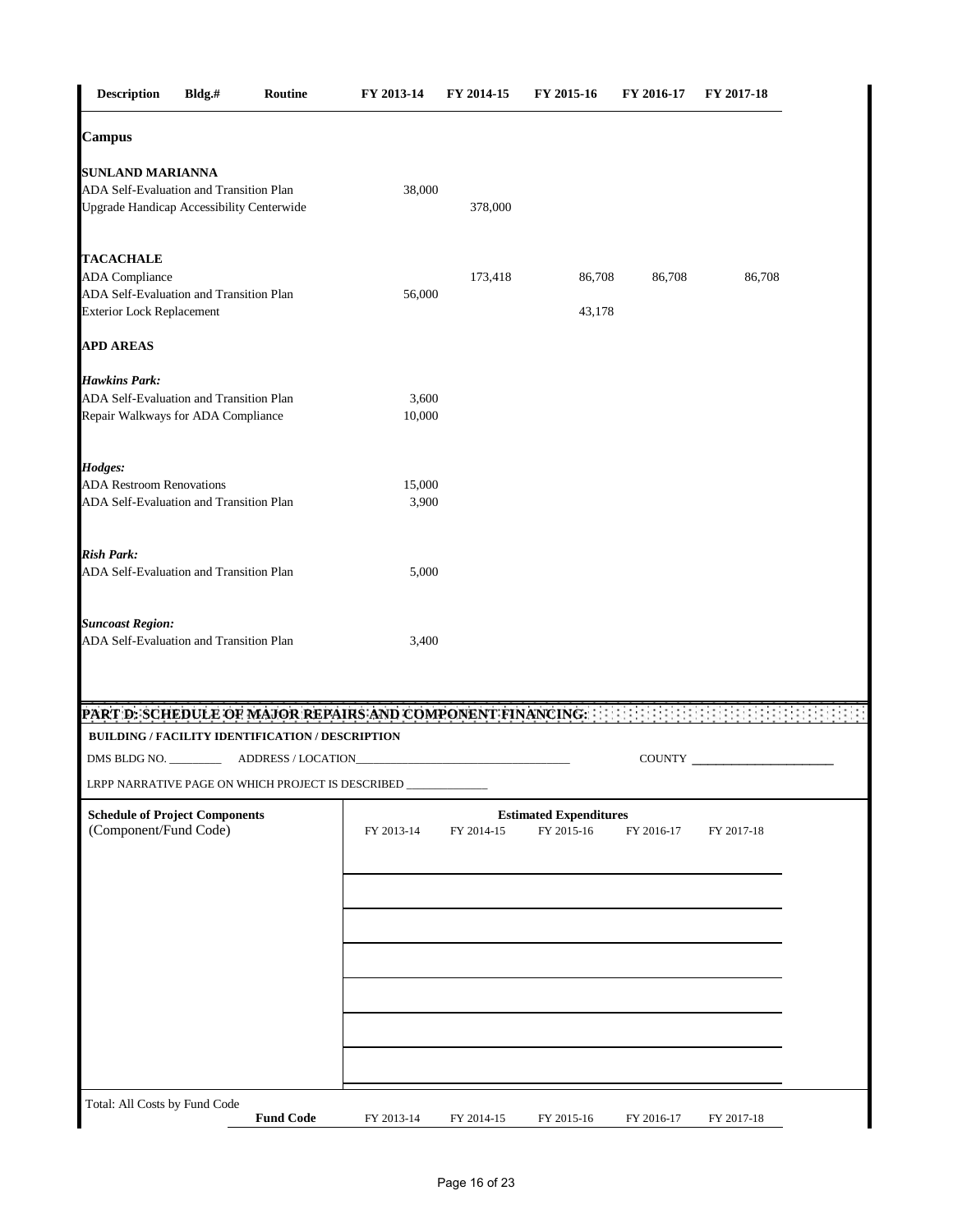| Description | Bldg.# | Routine | FY 2013-14 | FY 2014-15 | FY 2015-16 | FY 2016-17 | FY 2017-18 |
|---|---|---|---|---|---|---|---|
| **Campus** | | | | | | | |
| **SUNLAND MARIANNA** | | | | | | | |
| ADA Self-Evaluation and Transition Plan | | | 38,000 | | | | |
| Upgrade Handicap Accessibility Centerwide | | | | 378,000 | | | |
| **TACACHALE** | | | | | | | |
| ADA Compliance | | | | 173,418 | 86,708 | 86,708 | 86,708 |
| ADA Self-Evaluation and Transition Plan | | | 56,000 | | | | |
| Exterior Lock Replacement | | | | | 43,178 | | |
| **APD AREAS** | | | | | | | |
| ***Hawkins Park:*** | | | | | | | |
| ADA Self-Evaluation and Transition Plan | | | 3,600 | | | | |
| Repair Walkways for ADA Compliance | | | 10,000 | | | | |
| ***Hodges:*** | | | | | | | |
| ADA Restroom Renovations | | | 15,000 | | | | |
| ADA Self-Evaluation and Transition Plan | | | 3,900 | | | | |
| ***Rish Park:*** | | | | | | | |
| ADA Self-Evaluation and Transition Plan | | | 5,000 | | | | |
| ***Suncoast Region:*** | | | | | | | |
| ADA Self-Evaluation and Transition Plan | | | 3,400 | | | | |

## PART D: SCHEDULE OF MAJOR REPAIRS AND COMPONENT FINANCING:

**BUILDING / FACILITY IDENTIFICATION / DESCRIPTION**

DMS BLDG NO. _________ ADDRESS / LOCATION_____________________________________ COUNTY _______________________

LRPP NARRATIVE PAGE ON WHICH PROJECT IS DESCRIBED ______________

| Schedule of Project Components (Component/Fund Code) | Estimated Expenditures FY 2013-14 | FY 2014-15 | FY 2015-16 | FY 2016-17 | FY 2017-18 |
|---|---|---|---|---|---|
| | | | | | |
| | | | | | |
| | | | | | |
| | | | | | |
| | | | | | |
| | | | | | |
| | | | | | |

| Total: All Costs by Fund Code | Fund Code | FY 2013-14 | FY 2014-15 | FY 2015-16 | FY 2016-17 | FY 2017-18 |
|---|---|---|---|---|---|---|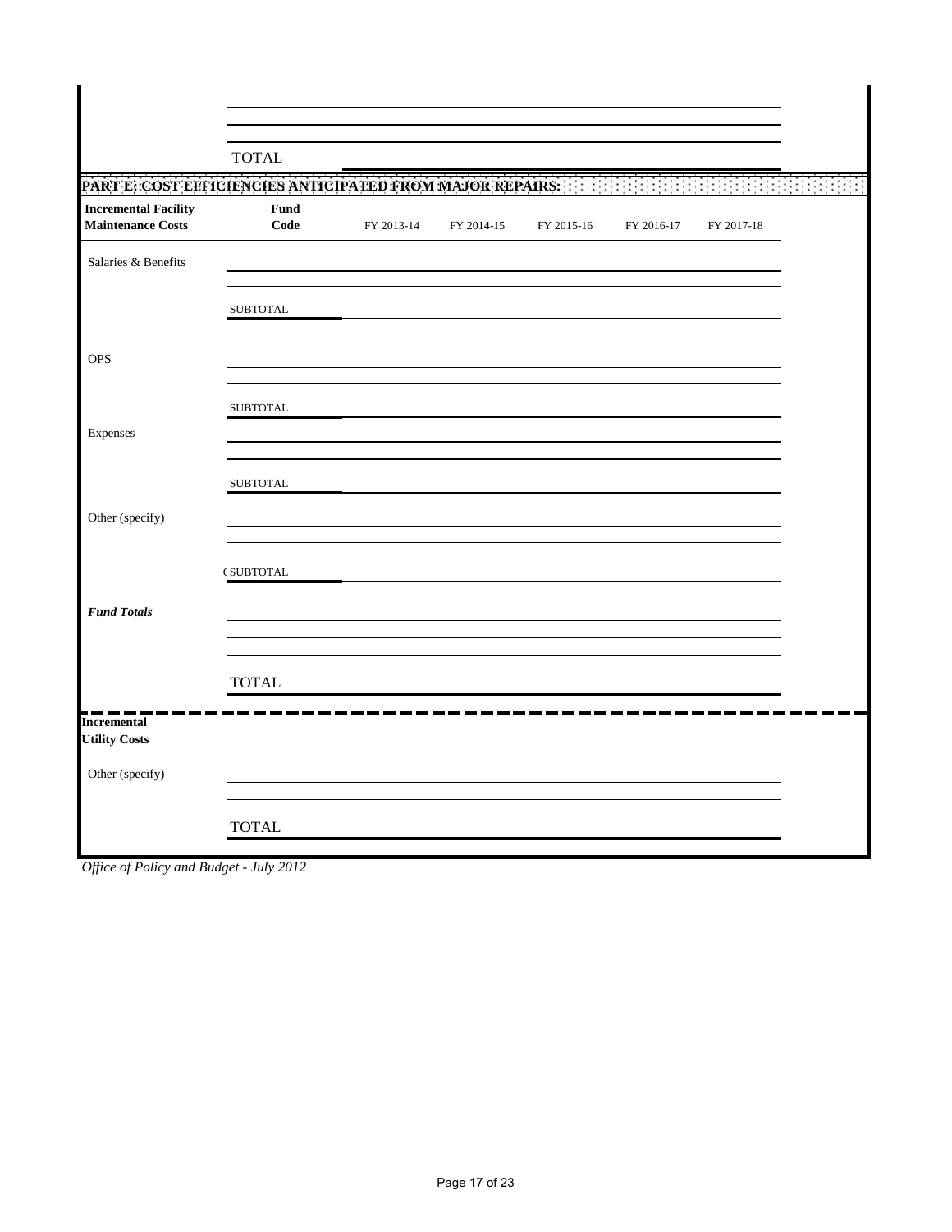| | | | | | | |
|---|---|---|---|---|---|---|
| | | | | | | |
| | | | | | | |
| | TOTAL | | | | | |

**PART E: COST EFFICIENCIES ANTICIPATED FROM MAJOR REPAIRS:**

| **Incremental Facility Maintenance Costs** | **Fund Code** | FY 2013-14 | FY 2014-15 | FY 2015-16 | FY 2016-17 | FY 2017-18 |
|---|---|---|---|---|---|---|
| Salaries & Benefits | | | | | | |
| | | | | | | |
| | SUBTOTAL | | | | | |
| OPS | | | | | | |
| | | | | | | |
| | SUBTOTAL | | | | | |
| Expenses | | | | | | |
| | | | | | | |
| | SUBTOTAL | | | | | |
| Other (specify) | | | | | | |
| | | | | | | |
| | (SUBTOTAL | | | | | |
| ***Fund Totals*** | | | | | | |
| | | | | | | |
| | | | | | | |
| | TOTAL | | | | | |

| **Incremental Utility Costs** | | | | | | |
|---|---|---|---|---|---|---|
| Other (specify) | | | | | | |
| | | | | | | |
| | TOTAL | | | | | |

*Office of Policy and Budget - July 2012*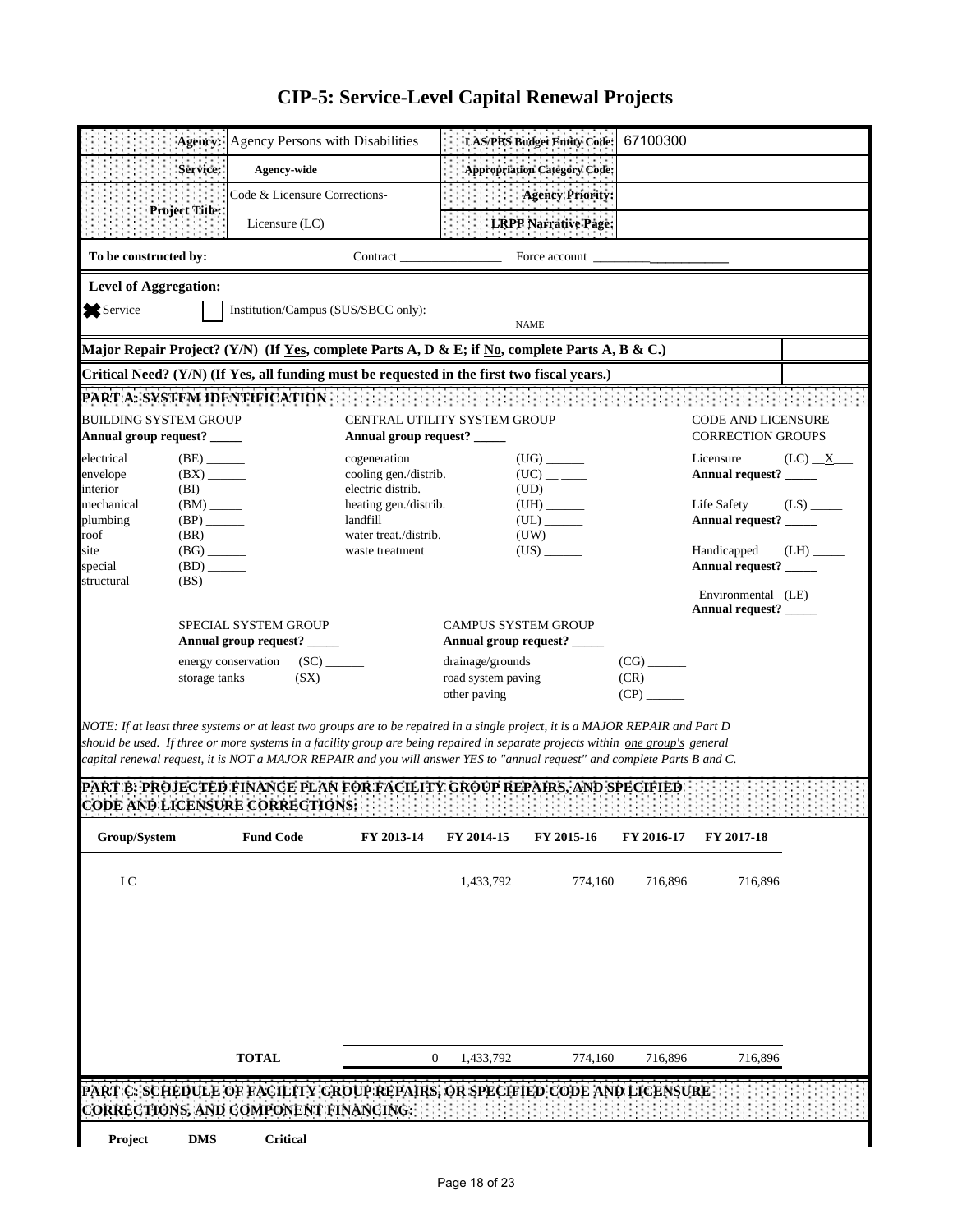# CIP-5: Service-Level Capital Renewal Projects

| | | | |
|---|---|---|---|
| **Agency:** | Agency Persons with Disabilities | **LAS/PBS Budget Entity Code:** | 67100300 |
| **Service:** | **Agency-wide** | **Appropriation Category Code:** | |
| **Project Title:** | Code & Licensure Corrections- Licensure (LC) | **Agency Priority:** | |
| | | **LRPP Narrative Page:** | |

**To be constructed by:** Contract ________________ Force account ______________________

**Level of Aggregation:**

☒ Service ☐ Institution/Campus (SUS/SBCC only): _________________________ NAME

**Major Repair Project? (Y/N) (If Yes, complete Parts A, D & E; if No, complete Parts A, B & C.)**

**Critical Need? (Y/N) (If Yes, all funding must be requested in the first two fiscal years.)**

**PART A: SYSTEM IDENTIFICATION**

BUILDING SYSTEM GROUP
**Annual group request? _____**

- electrical (BE) ______
- envelope (BX) ______
- interior (BI) _______
- mechanical (BM) _____
- plumbing (BP) ______
- roof (BR) ______
- site (BG) ______
- special (BD) ______
- structural (BS) ______

CENTRAL UTILITY SYSTEM GROUP
**Annual group request? _____**

- cogeneration (UG) ______
- cooling gen./distrib. (UC) ______
- electric distrib. (UD) ______
- heating gen./distrib. (UH) ______
- landfill (UL) ______
- water treat./distrib. (UW) ______
- waste treatment (US) ______

CODE AND LICENSURE CORRECTION GROUPS

- Licensure (LC) __X__
  **Annual request? _____**
- Life Safety (LS) _____
  **Annual request? _____**
- Handicapped (LH) _____
  **Annual request? _____**
- Environmental (LE) _____
  **Annual request? _____**

SPECIAL SYSTEM GROUP
**Annual group request? _____**

- energy conservation (SC) ______
- storage tanks (SX) ______

CAMPUS SYSTEM GROUP
**Annual group request? _____**

- drainage/grounds (CG) ______
- road system paving (CR) ______
- other paving (CP) ______

*NOTE: If at least three systems or at least two groups are to be repaired in a single project, it is a MAJOR REPAIR and Part D should be used. If three or more systems in a facility group are being repaired in separate projects within one group's general capital renewal request, it is NOT a MAJOR REPAIR and you will answer YES to "annual request" and complete Parts B and C.*

**PART B: PROJECTED FINANCE PLAN FOR FACILITY GROUP REPAIRS, AND SPECIFIED CODE AND LICENSURE CORRECTIONS:**

| Group/System | Fund Code | FY 2013-14 | FY 2014-15 | FY 2015-16 | FY 2016-17 | FY 2017-18 |
|---|---|---|---|---|---|---|
| LC | | | 1,433,792 | 774,160 | 716,896 | 716,896 |
| | **TOTAL** | 0 | 1,433,792 | 774,160 | 716,896 | 716,896 |

**PART C: SCHEDULE OF FACILITY GROUP REPAIRS, OR SPECIFIED CODE AND LICENSURE CORRECTIONS, AND COMPONENT FINANCING:**

| Project | DMS | Critical |
|---|---|---|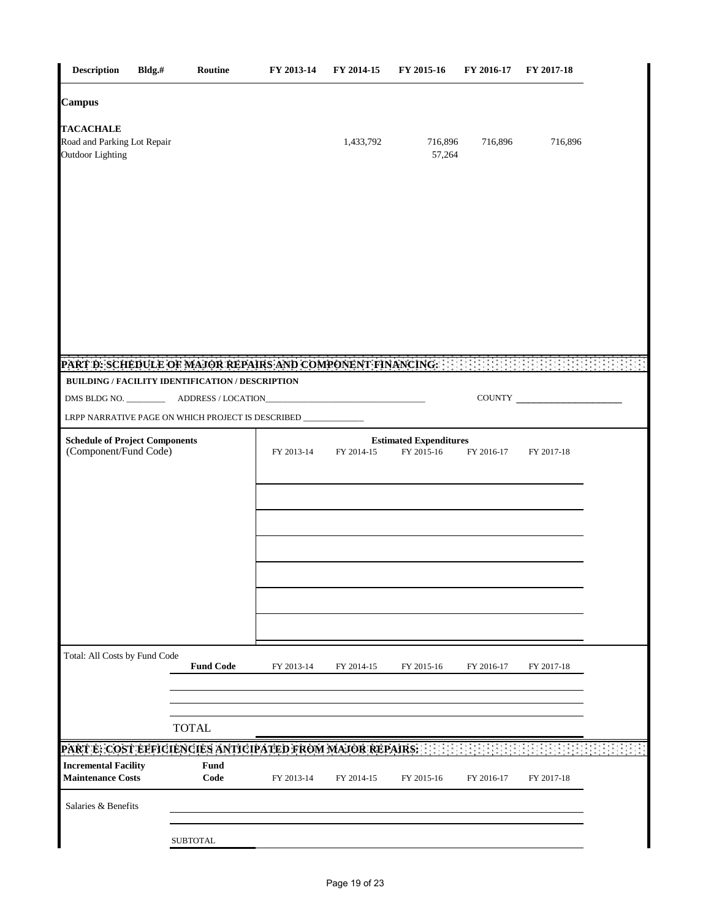| Description | Bldg.# | Routine | FY 2013-14 | FY 2014-15 | FY 2015-16 | FY 2016-17 | FY 2017-18 |
|---|---|---|---|---|---|---|---|
| **Campus** | | | | | | | |
| **TACACHALE** | | | | | | | |
| Road and Parking Lot Repair | | | | 1,433,792 | 716,896 | 716,896 | 716,896 |
| Outdoor Lighting | | | | | 57,264 | | |

## PART D: SCHEDULE OF MAJOR REPAIRS AND COMPONENT FINANCING:

**BUILDING / FACILITY IDENTIFICATION / DESCRIPTION**

DMS BLDG NO. _________ ADDRESS / LOCATION_____________________________________ COUNTY _______________________

LRPP NARRATIVE PAGE ON WHICH PROJECT IS DESCRIBED ______________

| Schedule of Project Components (Component/Fund Code) | Estimated Expenditures FY 2013-14 | FY 2014-15 | FY 2015-16 | FY 2016-17 | FY 2017-18 |
|---|---|---|---|---|---|
| | | | | | |
| | | | | | |
| | | | | | |
| | | | | | |
| | | | | | |
| | | | | | |

| Total: All Costs by Fund Code | Fund Code | FY 2013-14 | FY 2014-15 | FY 2015-16 | FY 2016-17 | FY 2017-18 |
|---|---|---|---|---|---|---|
| | | | | | | |
| | | | | | | |
| | TOTAL | | | | | |

## PART E: COST EFFICIENCIES ANTICIPATED FROM MAJOR REPAIRS:

| Incremental Facility Maintenance Costs | Fund Code | FY 2013-14 | FY 2014-15 | FY 2015-16 | FY 2016-17 | FY 2017-18 |
|---|---|---|---|---|---|---|
| Salaries & Benefits | | | | | | |
| | | | | | | |
| | SUBTOTAL | | | | | |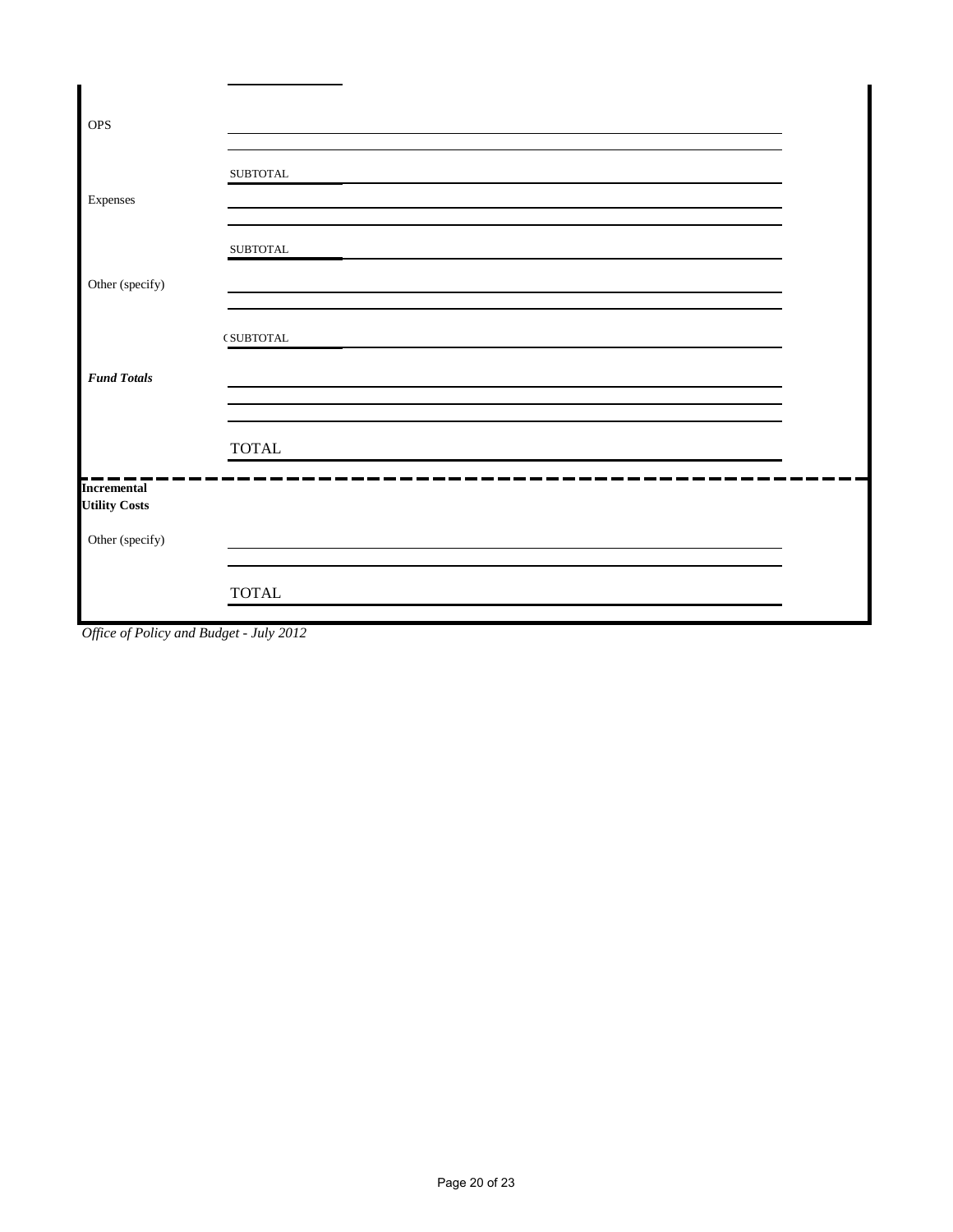| | |
|---|---|
| OPS | |
| | |
| | SUBTOTAL |
| Expenses | |
| | |
| | SUBTOTAL |
| Other (specify) | |
| | |
| | SUBTOTAL |
| ***Fund Totals*** | |
| | |
| | |
| | TOTAL |

| | |
|---|---|
| **Incremental Utility Costs** | |
| Other (specify) | |
| | |
| | TOTAL |

*Office of Policy and Budget - July 2012*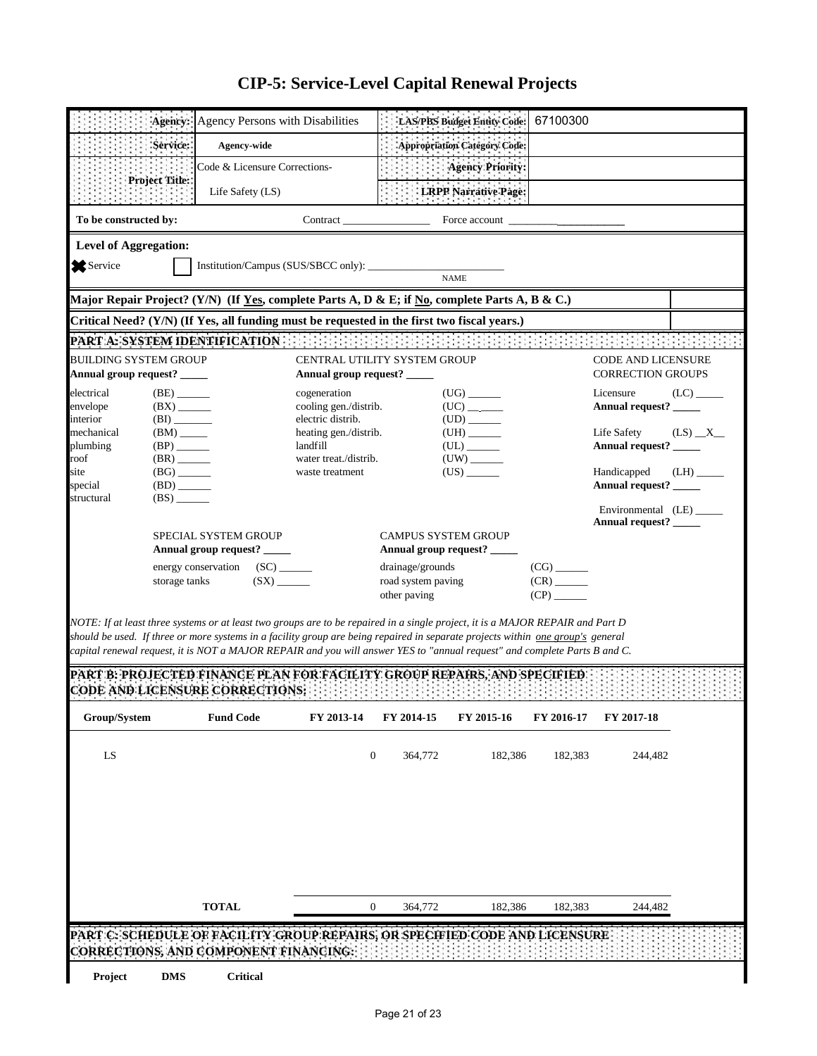# CIP-5: Service-Level Capital Renewal Projects

| | | | |
|---|---|---|---|
| **Agency:** | Agency Persons with Disabilities | **LAS/PBS Budget Entity Code:** | 67100300 |
| **Service:** | **Agency-wide** | **Appropriation Category Code:** | |
| **Project Title:** | Code & Licensure Corrections- Life Safety (LS) | **Agency Priority:** | |
| | | **LRPP Narrative Page:** | |

**To be constructed by:** Contract ________________ Force account ______________________

**Level of Aggregation:**

☒ Service ☐ Institution/Campus (SUS/SBCC only): ________________________ NAME

**Major Repair Project? (Y/N) (If Yes, complete Parts A, D & E; if No, complete Parts A, B & C.)**

**Critical Need? (Y/N) (If Yes, all funding must be requested in the first two fiscal years.)**

## PART A: SYSTEM IDENTIFICATION

**BUILDING SYSTEM GROUP**
**Annual group request? _____**

- electrical (BE) ______
- envelope (BX) ______
- interior (BI) _______
- mechanical (BM) _____
- plumbing (BP) ______
- roof (BR) ______
- site (BG) ______
- special (BD) ______
- structural (BS) ______

**CENTRAL UTILITY SYSTEM GROUP**
**Annual group request? _____**

- cogeneration (UG) ______
- cooling gen./distrib. (UC) ______
- electric distrib. (UD) ______
- heating gen./distrib. (UH) ______
- landfill (UL) ______
- water treat./distrib. (UW) ______
- waste treatment (US) ______

**CODE AND LICENSURE CORRECTION GROUPS**

- Licensure (LC) _____
  **Annual request? _____**
- Life Safety (LS) \_\_X\_\_
  **Annual request? _____**
- Handicapped (LH) _____
  **Annual request? _____**
- Environmental (LE) _____
  **Annual request? _____**

**SPECIAL SYSTEM GROUP**
**Annual group request? _____**

- energy conservation (SC) ______
- storage tanks (SX) ______

**CAMPUS SYSTEM GROUP**
**Annual group request? _____**

- drainage/grounds (CG) ______
- road system paving (CR) ______
- other paving (CP) ______

*NOTE: If at least three systems or at least two groups are to be repaired in a single project, it is a MAJOR REPAIR and Part D should be used. If three or more systems in a facility group are being repaired in separate projects within one group's general capital renewal request, it is NOT a MAJOR REPAIR and you will answer YES to "annual request" and complete Parts B and C.*

## PART B: PROJECTED FINANCE PLAN FOR FACILITY GROUP REPAIRS, AND SPECIFIED CODE AND LICENSURE CORRECTIONS:

| Group/System | Fund Code | FY 2013-14 | FY 2014-15 | FY 2015-16 | FY 2016-17 | FY 2017-18 |
|---|---|---|---|---|---|---|
| LS | | 0 | 364,772 | 182,386 | 182,383 | 244,482 |
| | **TOTAL** | 0 | 364,772 | 182,386 | 182,383 | 244,482 |

## PART C: SCHEDULE OF FACILITY GROUP REPAIRS, OR SPECIFIED CODE AND LICENSURE CORRECTIONS, AND COMPONENT FINANCING:

| Project | DMS | Critical |
|---|---|---|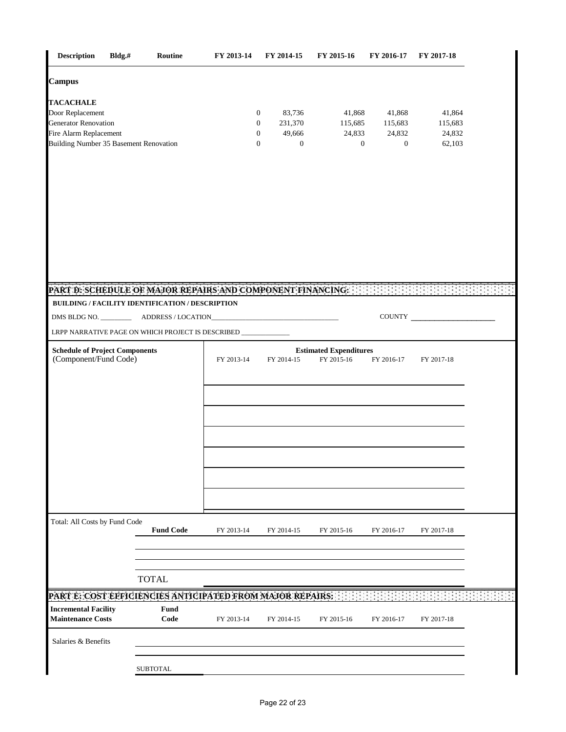| Description | Bldg.# | Routine | FY 2013-14 | FY 2014-15 | FY 2015-16 | FY 2016-17 | FY 2017-18 |
|---|---|---|---|---|---|---|---|
| **Campus** | | | | | | | |
| **TACACHALE** | | | | | | | |
| Door Replacement | | | 0 | 83,736 | 41,868 | 41,868 | 41,864 |
| Generator Renovation | | | 0 | 231,370 | 115,685 | 115,683 | 115,683 |
| Fire Alarm Replacement | | | 0 | 49,666 | 24,833 | 24,832 | 24,832 |
| Building Number 35 Basement Renovation | | | 0 | 0 | 0 | 0 | 62,103 |

## PART D: SCHEDULE OF MAJOR REPAIRS AND COMPONENT FINANCING:

**BUILDING / FACILITY IDENTIFICATION / DESCRIPTION**

DMS BLDG NO. _________ ADDRESS / LOCATION_____________________________________ COUNTY _______________________

LRPP NARRATIVE PAGE ON WHICH PROJECT IS DESCRIBED ______________

| **Schedule of Project Components** (Component/Fund Code) | FY 2013-14 | FY 2014-15 | FY 2015-16 | FY 2016-17 | FY 2017-18 |
|---|---|---|---|---|---|
| | | | | | |
| | | | | | |
| | | | | | |
| | | | | | |
| | | | | | |
| | | | | | |

**Estimated Expenditures**

| Total: All Costs by Fund Code | **Fund Code** | FY 2013-14 | FY 2014-15 | FY 2015-16 | FY 2016-17 | FY 2017-18 |
|---|---|---|---|---|---|---|
| | | | | | | |
| | | | | | | |
| | TOTAL | | | | | |

## PART E: COST EFFICIENCIES ANTICIPATED FROM MAJOR REPAIRS:

| **Incremental Facility Maintenance Costs** | **Fund Code** | FY 2013-14 | FY 2014-15 | FY 2015-16 | FY 2016-17 | FY 2017-18 |
|---|---|---|---|---|---|---|
| Salaries & Benefits | | | | | | |
| | | | | | | |
| | SUBTOTAL | | | | | |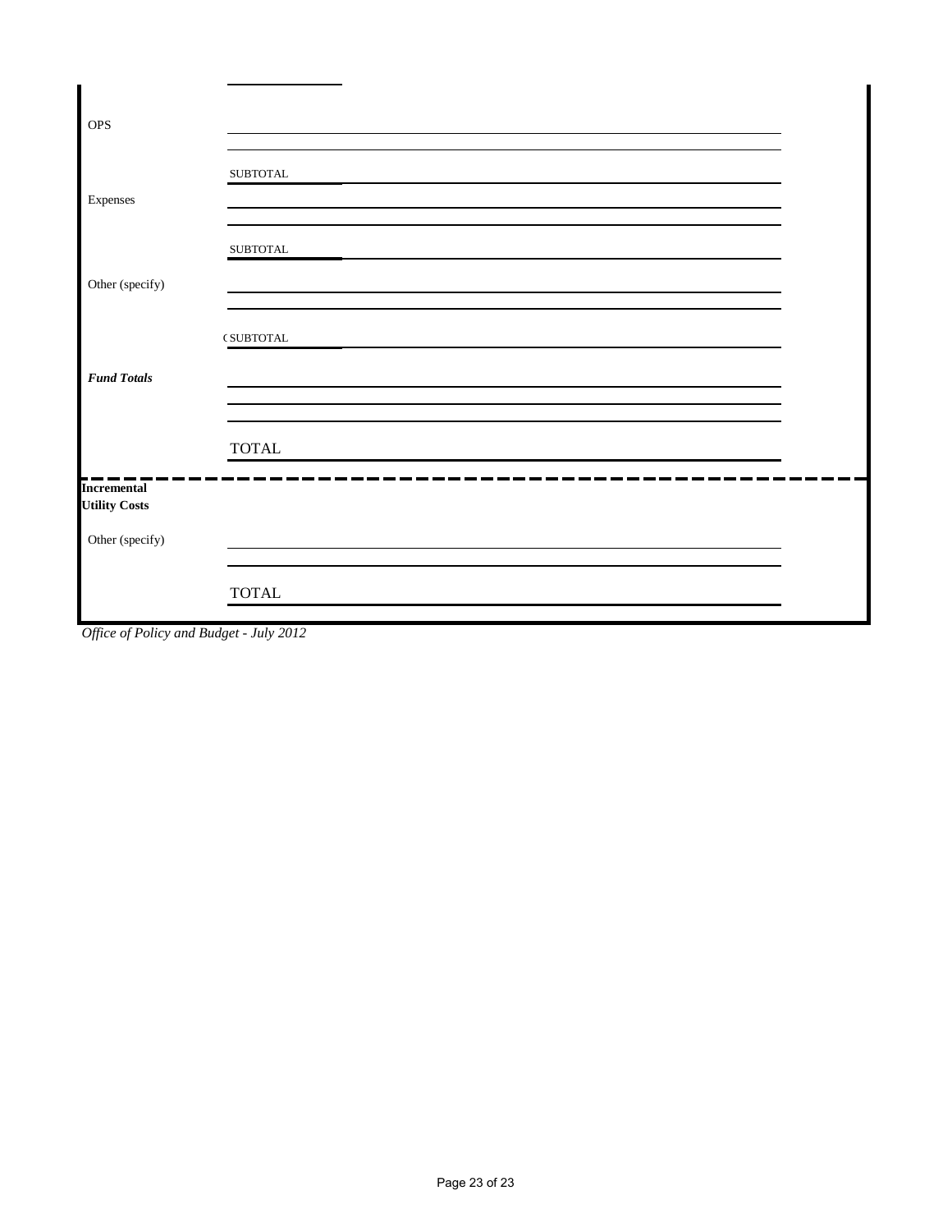| | |
|---|---|
| OPS | |
| | SUBTOTAL |
| Expenses | |
| | SUBTOTAL |
| Other (specify) | |
| | (SUBTOTAL |
| ***Fund Totals*** | |
| | TOTAL |

| | |
|---|---|
| **Incremental Utility Costs** | |
| Other (specify) | |
| | TOTAL |

*Office of Policy and Budget - July 2012*